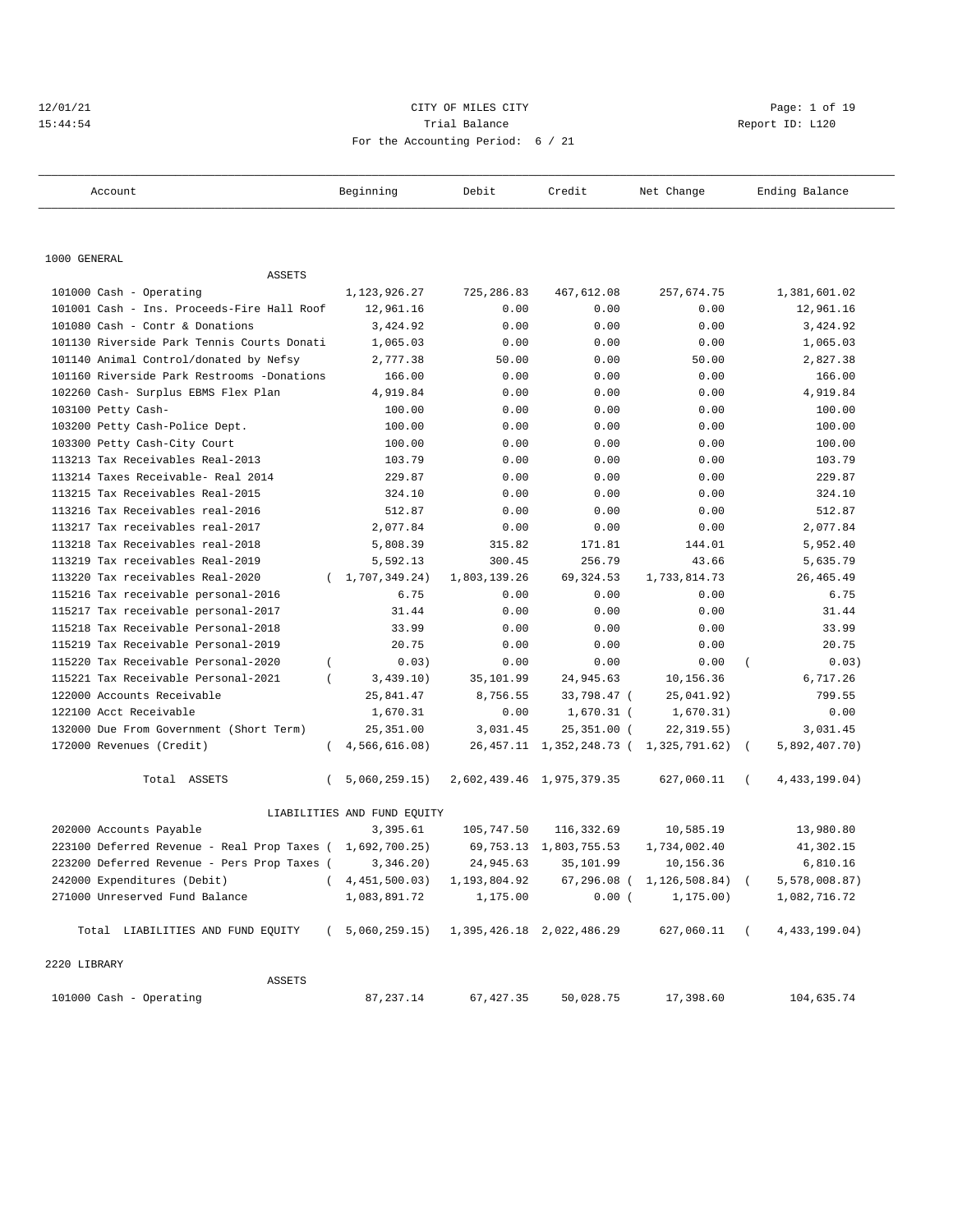12/01/21 CITY OF MILES CITY

15:44:54 Trial Balance Report ID: L120

For the Accounting Period: 6 / 21

| Account | Beginning | Debit | Credit | Net Change | Ending Balance |
|---|---|---|---|---|---|
| **1000 GENERAL** | | | | | |
| ASSETS | | | | | |
| 101000 Cash - Operating | 1,123,926.27 | 725,286.83 | 467,612.08 | 257,674.75 | 1,381,601.02 |
| 101001 Cash - Ins. Proceeds-Fire Hall Roof | 12,961.16 | 0.00 | 0.00 | 0.00 | 12,961.16 |
| 101080 Cash - Contr & Donations | 3,424.92 | 0.00 | 0.00 | 0.00 | 3,424.92 |
| 101130 Riverside Park Tennis Courts Donati | 1,065.03 | 0.00 | 0.00 | 0.00 | 1,065.03 |
| 101140 Animal Control/donated by Nefsy | 2,777.38 | 50.00 | 0.00 | 50.00 | 2,827.38 |
| 101160 Riverside Park Restrooms -Donations | 166.00 | 0.00 | 0.00 | 0.00 | 166.00 |
| 102260 Cash- Surplus EBMS Flex Plan | 4,919.84 | 0.00 | 0.00 | 0.00 | 4,919.84 |
| 103100 Petty Cash- | 100.00 | 0.00 | 0.00 | 0.00 | 100.00 |
| 103200 Petty Cash-Police Dept. | 100.00 | 0.00 | 0.00 | 0.00 | 100.00 |
| 103300 Petty Cash-City Court | 100.00 | 0.00 | 0.00 | 0.00 | 100.00 |
| 113213 Tax Receivables Real-2013 | 103.79 | 0.00 | 0.00 | 0.00 | 103.79 |
| 113214 Taxes Receivable- Real 2014 | 229.87 | 0.00 | 0.00 | 0.00 | 229.87 |
| 113215 Tax Receivables Real-2015 | 324.10 | 0.00 | 0.00 | 0.00 | 324.10 |
| 113216 Tax Receivables real-2016 | 512.87 | 0.00 | 0.00 | 0.00 | 512.87 |
| 113217 Tax receivables real-2017 | 2,077.84 | 0.00 | 0.00 | 0.00 | 2,077.84 |
| 113218 Tax Receivables real-2018 | 5,808.39 | 315.82 | 171.81 | 144.01 | 5,952.40 |
| 113219 Tax receivables Real-2019 | 5,592.13 | 300.45 | 256.79 | 43.66 | 5,635.79 |
| 113220 Tax receivables Real-2020 | ( 1,707,349.24) | 1,803,139.26 | 69,324.53 | 1,733,814.73 | 26,465.49 |
| 115216 Tax receivable personal-2016 | 6.75 | 0.00 | 0.00 | 0.00 | 6.75 |
| 115217 Tax receivable personal-2017 | 31.44 | 0.00 | 0.00 | 0.00 | 31.44 |
| 115218 Tax Receivable Personal-2018 | 33.99 | 0.00 | 0.00 | 0.00 | 33.99 |
| 115219 Tax Receivable Personal-2019 | 20.75 | 0.00 | 0.00 | 0.00 | 20.75 |
| 115220 Tax Receivable Personal-2020 | ( 0.03) | 0.00 | 0.00 | 0.00 | ( 0.03) |
| 115221 Tax Receivable Personal-2021 | ( 3,439.10) | 35,101.99 | 24,945.63 | 10,156.36 | 6,717.26 |
| 122000 Accounts Receivable | 25,841.47 | 8,756.55 | 33,798.47 | ( 25,041.92) | 799.55 |
| 122100 Acct Receivable | 1,670.31 | 0.00 | 1,670.31 | ( 1,670.31) | 0.00 |
| 132000 Due From Government (Short Term) | 25,351.00 | 3,031.45 | 25,351.00 | ( 22,319.55) | 3,031.45 |
| 172000 Revenues (Credit) | ( 4,566,616.08) | 26,457.11 | 1,352,248.73 | ( 1,325,791.62) | ( 5,892,407.70) |
| Total ASSETS | ( 5,060,259.15) | 2,602,439.46 | 1,975,379.35 | 627,060.11 | ( 4,433,199.04) |
| LIABILITIES AND FUND EQUITY | | | | | |
| 202000 Accounts Payable | 3,395.61 | 105,747.50 | 116,332.69 | 10,585.19 | 13,980.80 |
| 223100 Deferred Revenue - Real Prop Taxes | ( 1,692,700.25) | 69,753.13 | 1,803,755.53 | 1,734,002.40 | 41,302.15 |
| 223200 Deferred Revenue - Pers Prop Taxes | ( 3,346.20) | 24,945.63 | 35,101.99 | 10,156.36 | 6,810.16 |
| 242000 Expenditures (Debit) | ( 4,451,500.03) | 1,193,804.92 | 67,296.08 | ( 1,126,508.84) | ( 5,578,008.87) |
| 271000 Unreserved Fund Balance | 1,083,891.72 | 1,175.00 | 0.00 | ( 1,175.00) | 1,082,716.72 |
| Total LIABILITIES AND FUND EQUITY | ( 5,060,259.15) | 1,395,426.18 | 2,022,486.29 | 627,060.11 | ( 4,433,199.04) |
| **2220 LIBRARY** | | | | | |
| ASSETS | | | | | |
| 101000 Cash - Operating | 87,237.14 | 67,427.35 | 50,028.75 | 17,398.60 | 104,635.74 |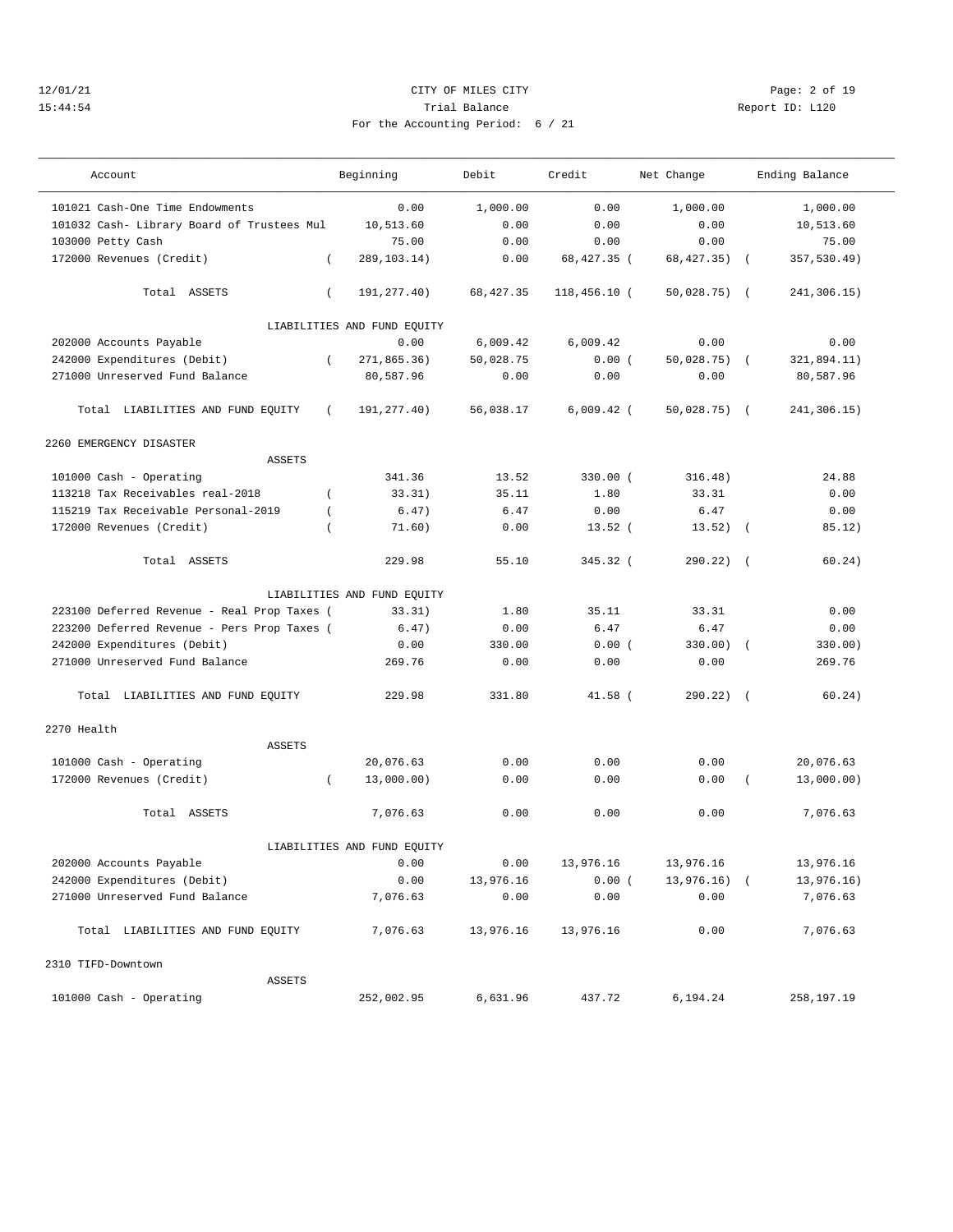CITY OF MILES CITY

Trial Balance

For the Accounting Period: 6 / 21

12/01/21 15:44:54 Report ID: L120

| Account | Beginning | Debit | Credit | Net Change | Ending Balance |
|---|---|---|---|---|---|
| 101021 Cash-One Time Endowments | 0.00 | 1,000.00 | 0.00 | 1,000.00 | 1,000.00 |
| 101032 Cash- Library Board of Trustees Mul | 10,513.60 | 0.00 | 0.00 | 0.00 | 10,513.60 |
| 103000 Petty Cash | 75.00 | 0.00 | 0.00 | 0.00 | 75.00 |
| 172000 Revenues (Credit) | ( 289,103.14) | 0.00 | 68,427.35 | ( 68,427.35) | ( 357,530.49) |
| Total ASSETS | ( 191,277.40) | 68,427.35 | 118,456.10 | ( 50,028.75) | ( 241,306.15) |
| LIABILITIES AND FUND EQUITY | | | | | |
| 202000 Accounts Payable | 0.00 | 6,009.42 | 6,009.42 | 0.00 | 0.00 |
| 242000 Expenditures (Debit) | ( 271,865.36) | 50,028.75 | 0.00 | ( 50,028.75) | ( 321,894.11) |
| 271000 Unreserved Fund Balance | 80,587.96 | 0.00 | 0.00 | 0.00 | 80,587.96 |
| Total LIABILITIES AND FUND EQUITY | ( 191,277.40) | 56,038.17 | 6,009.42 | ( 50,028.75) | ( 241,306.15) |
| **2260 EMERGENCY DISASTER** | | | | | |
| ASSETS | | | | | |
| 101000 Cash - Operating | 341.36 | 13.52 | 330.00 | ( 316.48) | 24.88 |
| 113218 Tax Receivables real-2018 | ( 33.31) | 35.11 | 1.80 | 33.31 | 0.00 |
| 115219 Tax Receivable Personal-2019 | ( 6.47) | 6.47 | 0.00 | 6.47 | 0.00 |
| 172000 Revenues (Credit) | ( 71.60) | 0.00 | 13.52 | ( 13.52) | ( 85.12) |
| Total ASSETS | 229.98 | 55.10 | 345.32 | ( 290.22) | ( 60.24) |
| LIABILITIES AND FUND EQUITY | | | | | |
| 223100 Deferred Revenue - Real Prop Taxes | ( 33.31) | 1.80 | 35.11 | 33.31 | 0.00 |
| 223200 Deferred Revenue - Pers Prop Taxes | ( 6.47) | 0.00 | 6.47 | 6.47 | 0.00 |
| 242000 Expenditures (Debit) | 0.00 | 330.00 | 0.00 | ( 330.00) | ( 330.00) |
| 271000 Unreserved Fund Balance | 269.76 | 0.00 | 0.00 | 0.00 | 269.76 |
| Total LIABILITIES AND FUND EQUITY | 229.98 | 331.80 | 41.58 | ( 290.22) | ( 60.24) |
| **2270 Health** | | | | | |
| ASSETS | | | | | |
| 101000 Cash - Operating | 20,076.63 | 0.00 | 0.00 | 0.00 | 20,076.63 |
| 172000 Revenues (Credit) | ( 13,000.00) | 0.00 | 0.00 | 0.00 | ( 13,000.00) |
| Total ASSETS | 7,076.63 | 0.00 | 0.00 | 0.00 | 7,076.63 |
| LIABILITIES AND FUND EQUITY | | | | | |
| 202000 Accounts Payable | 0.00 | 0.00 | 13,976.16 | 13,976.16 | 13,976.16 |
| 242000 Expenditures (Debit) | 0.00 | 13,976.16 | 0.00 | ( 13,976.16) | ( 13,976.16) |
| 271000 Unreserved Fund Balance | 7,076.63 | 0.00 | 0.00 | 0.00 | 7,076.63 |
| Total LIABILITIES AND FUND EQUITY | 7,076.63 | 13,976.16 | 13,976.16 | 0.00 | 7,076.63 |
| **2310 TIFD-Downtown** | | | | | |
| ASSETS | | | | | |
| 101000 Cash - Operating | 252,002.95 | 6,631.96 | 437.72 | 6,194.24 | 258,197.19 |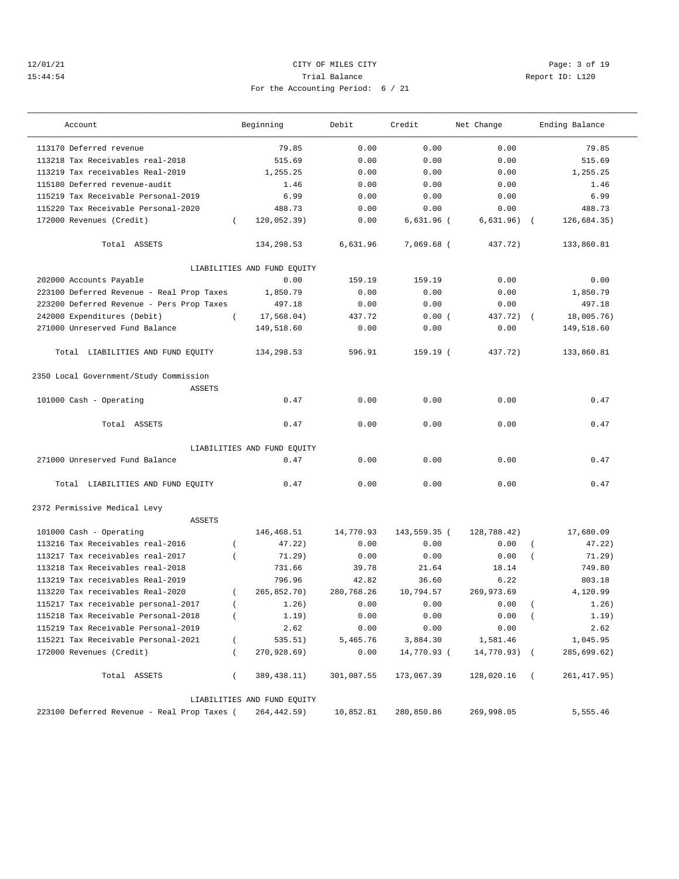12/01/21 CITY OF MILES CITY
15:44:54 Trial Balance Report ID: L120
For the Accounting Period: 6 / 21

| Account | Beginning | Debit | Credit | Net Change | Ending Balance |
|---|---|---|---|---|---|
| 113170 Deferred revenue | 79.85 | 0.00 | 0.00 | 0.00 | 79.85 |
| 113218 Tax Receivables real-2018 | 515.69 | 0.00 | 0.00 | 0.00 | 515.69 |
| 113219 Tax receivables Real-2019 | 1,255.25 | 0.00 | 0.00 | 0.00 | 1,255.25 |
| 115180 Deferred revenue-audit | 1.46 | 0.00 | 0.00 | 0.00 | 1.46 |
| 115219 Tax Receivable Personal-2019 | 6.99 | 0.00 | 0.00 | 0.00 | 6.99 |
| 115220 Tax Receivable Personal-2020 | 488.73 | 0.00 | 0.00 | 0.00 | 488.73 |
| 172000 Revenues (Credit) | ( 120,052.39) | 0.00 | 6,631.96 | ( 6,631.96) | ( 126,684.35) |
| Total ASSETS | 134,298.53 | 6,631.96 | 7,069.68 | ( 437.72) | 133,860.81 |
| LIABILITIES AND FUND EQUITY | | | | | |
| 202000 Accounts Payable | 0.00 | 159.19 | 159.19 | 0.00 | 0.00 |
| 223100 Deferred Revenue - Real Prop Taxes | 1,850.79 | 0.00 | 0.00 | 0.00 | 1,850.79 |
| 223200 Deferred Revenue - Pers Prop Taxes | 497.18 | 0.00 | 0.00 | 0.00 | 497.18 |
| 242000 Expenditures (Debit) | ( 17,568.04) | 437.72 | 0.00 | ( 437.72) | ( 18,005.76) |
| 271000 Unreserved Fund Balance | 149,518.60 | 0.00 | 0.00 | 0.00 | 149,518.60 |
| Total LIABILITIES AND FUND EQUITY | 134,298.53 | 596.91 | 159.19 | ( 437.72) | 133,860.81 |
| **2350 Local Government/Study Commission** | | | | | |
| ASSETS | | | | | |
| 101000 Cash - Operating | 0.47 | 0.00 | 0.00 | 0.00 | 0.47 |
| Total ASSETS | 0.47 | 0.00 | 0.00 | 0.00 | 0.47 |
| LIABILITIES AND FUND EQUITY | | | | | |
| 271000 Unreserved Fund Balance | 0.47 | 0.00 | 0.00 | 0.00 | 0.47 |
| Total LIABILITIES AND FUND EQUITY | 0.47 | 0.00 | 0.00 | 0.00 | 0.47 |
| **2372 Permissive Medical Levy** | | | | | |
| ASSETS | | | | | |
| 101000 Cash - Operating | 146,468.51 | 14,770.93 | 143,559.35 | ( 128,788.42) | 17,680.09 |
| 113216 Tax Receivables real-2016 | ( 47.22) | 0.00 | 0.00 | 0.00 | ( 47.22) |
| 113217 Tax receivables real-2017 | ( 71.29) | 0.00 | 0.00 | 0.00 | ( 71.29) |
| 113218 Tax Receivables real-2018 | 731.66 | 39.78 | 21.64 | 18.14 | 749.80 |
| 113219 Tax receivables Real-2019 | 796.96 | 42.82 | 36.60 | 6.22 | 803.18 |
| 113220 Tax receivables Real-2020 | ( 265,852.70) | 280,768.26 | 10,794.57 | 269,973.69 | 4,120.99 |
| 115217 Tax receivable personal-2017 | ( 1.26) | 0.00 | 0.00 | 0.00 | ( 1.26) |
| 115218 Tax Receivable Personal-2018 | ( 1.19) | 0.00 | 0.00 | 0.00 | ( 1.19) |
| 115219 Tax Receivable Personal-2019 | 2.62 | 0.00 | 0.00 | 0.00 | 2.62 |
| 115221 Tax Receivable Personal-2021 | ( 535.51) | 5,465.76 | 3,884.30 | 1,581.46 | 1,045.95 |
| 172000 Revenues (Credit) | ( 270,928.69) | 0.00 | 14,770.93 | ( 14,770.93) | ( 285,699.62) |
| Total ASSETS | ( 389,438.11) | 301,087.55 | 173,067.39 | 128,020.16 | ( 261,417.95) |
| LIABILITIES AND FUND EQUITY | | | | | |
| 223100 Deferred Revenue - Real Prop Taxes | ( 264,442.59) | 10,852.81 | 280,850.86 | 269,998.05 | 5,555.46 |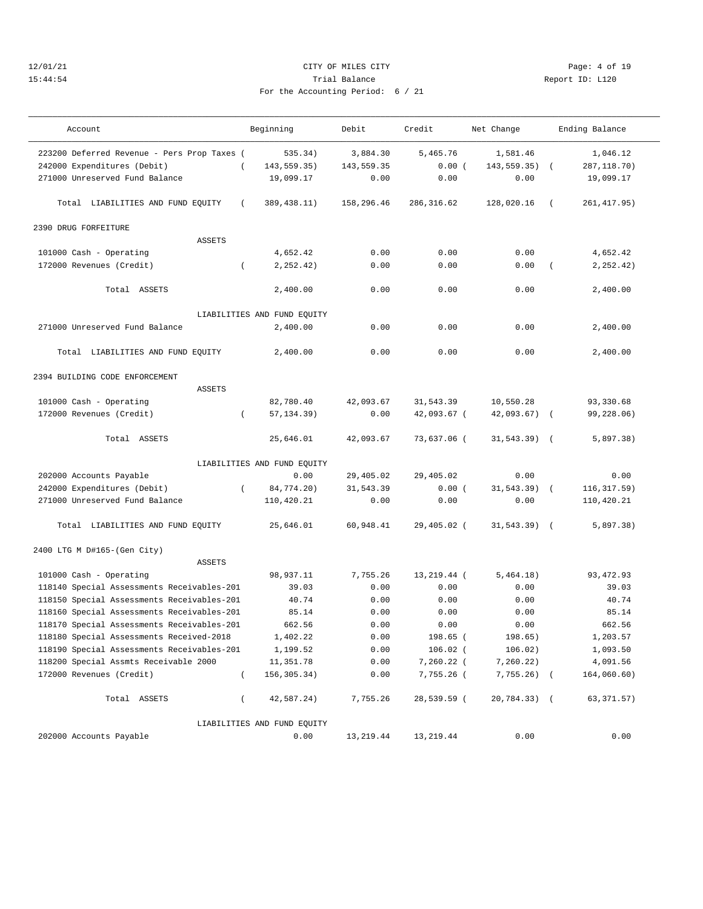CITY OF MILES CITY
Trial Balance
For the Accounting Period: 6 / 21

12/01/21 15:44:54 — Report ID: L120

| Account | Beginning | Debit | Credit | Net Change | Ending Balance |
|---|---|---|---|---|---|
| 223200 Deferred Revenue - Pers Prop Taxes | ( 535.34) | 3,884.30 | 5,465.76 | 1,581.46 | 1,046.12 |
| 242000 Expenditures (Debit) | ( 143,559.35) | 143,559.35 | 0.00 | ( 143,559.35) | ( 287,118.70) |
| 271000 Unreserved Fund Balance | 19,099.17 | 0.00 | 0.00 | 0.00 | 19,099.17 |
| Total LIABILITIES AND FUND EQUITY | ( 389,438.11) | 158,296.46 | 286,316.62 | 128,020.16 | ( 261,417.95) |
| **2390 DRUG FORFEITURE** | | | | | |
| ASSETS | | | | | |
| 101000 Cash - Operating | 4,652.42 | 0.00 | 0.00 | 0.00 | 4,652.42 |
| 172000 Revenues (Credit) | ( 2,252.42) | 0.00 | 0.00 | 0.00 | ( 2,252.42) |
| Total ASSETS | 2,400.00 | 0.00 | 0.00 | 0.00 | 2,400.00 |
| LIABILITIES AND FUND EQUITY | | | | | |
| 271000 Unreserved Fund Balance | 2,400.00 | 0.00 | 0.00 | 0.00 | 2,400.00 |
| Total LIABILITIES AND FUND EQUITY | 2,400.00 | 0.00 | 0.00 | 0.00 | 2,400.00 |
| **2394 BUILDING CODE ENFORCEMENT** | | | | | |
| ASSETS | | | | | |
| 101000 Cash - Operating | 82,780.40 | 42,093.67 | 31,543.39 | 10,550.28 | 93,330.68 |
| 172000 Revenues (Credit) | ( 57,134.39) | 0.00 | 42,093.67 | ( 42,093.67) | ( 99,228.06) |
| Total ASSETS | 25,646.01 | 42,093.67 | 73,637.06 | ( 31,543.39) | ( 5,897.38) |
| LIABILITIES AND FUND EQUITY | | | | | |
| 202000 Accounts Payable | 0.00 | 29,405.02 | 29,405.02 | 0.00 | 0.00 |
| 242000 Expenditures (Debit) | ( 84,774.20) | 31,543.39 | 0.00 | ( 31,543.39) | ( 116,317.59) |
| 271000 Unreserved Fund Balance | 110,420.21 | 0.00 | 0.00 | 0.00 | 110,420.21 |
| Total LIABILITIES AND FUND EQUITY | 25,646.01 | 60,948.41 | 29,405.02 | ( 31,543.39) | ( 5,897.38) |
| **2400 LTG M D#165-(Gen City)** | | | | | |
| ASSETS | | | | | |
| 101000 Cash - Operating | 98,937.11 | 7,755.26 | 13,219.44 | ( 5,464.18) | 93,472.93 |
| 118140 Special Assessments Receivables-201 | 39.03 | 0.00 | 0.00 | 0.00 | 39.03 |
| 118150 Special Assessments Receivables-201 | 40.74 | 0.00 | 0.00 | 0.00 | 40.74 |
| 118160 Special Assessments Receivables-201 | 85.14 | 0.00 | 0.00 | 0.00 | 85.14 |
| 118170 Special Assessments Receivables-201 | 662.56 | 0.00 | 0.00 | 0.00 | 662.56 |
| 118180 Special Assessments Received-2018 | 1,402.22 | 0.00 | 198.65 | ( 198.65) | 1,203.57 |
| 118190 Special Assessments Receivables-201 | 1,199.52 | 0.00 | 106.02 | ( 106.02) | 1,093.50 |
| 118200 Special Assmts Receivable 2000 | 11,351.78 | 0.00 | 7,260.22 | ( 7,260.22) | 4,091.56 |
| 172000 Revenues (Credit) | ( 156,305.34) | 0.00 | 7,755.26 | ( 7,755.26) | ( 164,060.60) |
| Total ASSETS | ( 42,587.24) | 7,755.26 | 28,539.59 | ( 20,784.33) | ( 63,371.57) |
| LIABILITIES AND FUND EQUITY | | | | | |
| 202000 Accounts Payable | 0.00 | 13,219.44 | 13,219.44 | 0.00 | 0.00 |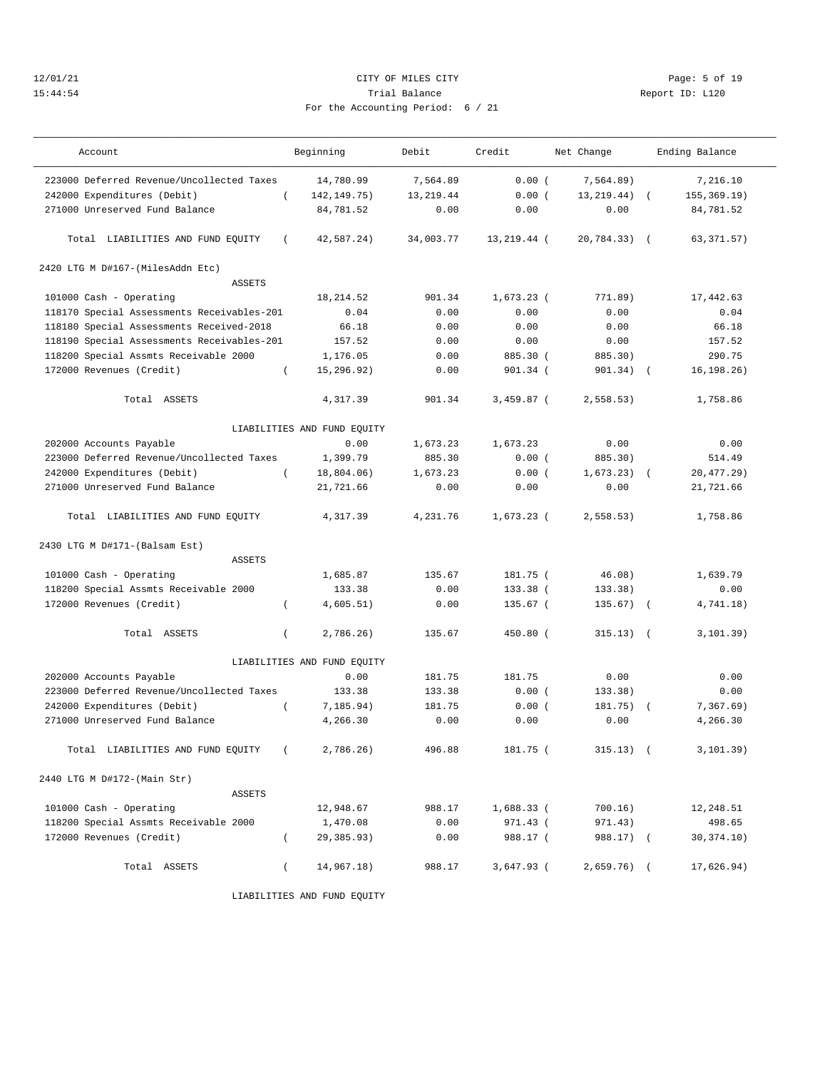CITY OF MILES CITY
Trial Balance
For the Accounting Period: 6 / 21

12/01/21
15:44:54

Report ID: L120

| Account | Beginning | Debit | Credit | Net Change | Ending Balance |
|---|---|---|---|---|---|
| 223000 Deferred Revenue/Uncollected Taxes | 14,780.99 | 7,564.89 | 0.00 | ( 7,564.89) | 7,216.10 |
| 242000 Expenditures (Debit) | ( 142,149.75) | 13,219.44 | 0.00 | ( 13,219.44) | ( 155,369.19) |
| 271000 Unreserved Fund Balance | 84,781.52 | 0.00 | 0.00 | 0.00 | 84,781.52 |
| Total LIABILITIES AND FUND EQUITY | ( 42,587.24) | 34,003.77 | 13,219.44 | ( 20,784.33) | ( 63,371.57) |
| **2420 LTG M D#167-(MilesAddn Etc)** | | | | | |
| ASSETS | | | | | |
| 101000 Cash - Operating | 18,214.52 | 901.34 | 1,673.23 | ( 771.89) | 17,442.63 |
| 118170 Special Assessments Receivables-201 | 0.04 | 0.00 | 0.00 | 0.00 | 0.04 |
| 118180 Special Assessments Received-2018 | 66.18 | 0.00 | 0.00 | 0.00 | 66.18 |
| 118190 Special Assessments Receivables-201 | 157.52 | 0.00 | 0.00 | 0.00 | 157.52 |
| 118200 Special Assmts Receivable 2000 | 1,176.05 | 0.00 | 885.30 | ( 885.30) | 290.75 |
| 172000 Revenues (Credit) | ( 15,296.92) | 0.00 | 901.34 | ( 901.34) | ( 16,198.26) |
| Total ASSETS | 4,317.39 | 901.34 | 3,459.87 | ( 2,558.53) | 1,758.86 |
| LIABILITIES AND FUND EQUITY | | | | | |
| 202000 Accounts Payable | 0.00 | 1,673.23 | 1,673.23 | 0.00 | 0.00 |
| 223000 Deferred Revenue/Uncollected Taxes | 1,399.79 | 885.30 | 0.00 | ( 885.30) | 514.49 |
| 242000 Expenditures (Debit) | ( 18,804.06) | 1,673.23 | 0.00 | ( 1,673.23) | ( 20,477.29) |
| 271000 Unreserved Fund Balance | 21,721.66 | 0.00 | 0.00 | 0.00 | 21,721.66 |
| Total LIABILITIES AND FUND EQUITY | 4,317.39 | 4,231.76 | 1,673.23 | ( 2,558.53) | 1,758.86 |
| **2430 LTG M D#171-(Balsam Est)** | | | | | |
| ASSETS | | | | | |
| 101000 Cash - Operating | 1,685.87 | 135.67 | 181.75 | ( 46.08) | 1,639.79 |
| 118200 Special Assmts Receivable 2000 | 133.38 | 0.00 | 133.38 | ( 133.38) | 0.00 |
| 172000 Revenues (Credit) | ( 4,605.51) | 0.00 | 135.67 | ( 135.67) | ( 4,741.18) |
| Total ASSETS | ( 2,786.26) | 135.67 | 450.80 | ( 315.13) | ( 3,101.39) |
| LIABILITIES AND FUND EQUITY | | | | | |
| 202000 Accounts Payable | 0.00 | 181.75 | 181.75 | 0.00 | 0.00 |
| 223000 Deferred Revenue/Uncollected Taxes | 133.38 | 133.38 | 0.00 | ( 133.38) | 0.00 |
| 242000 Expenditures (Debit) | ( 7,185.94) | 181.75 | 0.00 | ( 181.75) | ( 7,367.69) |
| 271000 Unreserved Fund Balance | 4,266.30 | 0.00 | 0.00 | 0.00 | 4,266.30 |
| Total LIABILITIES AND FUND EQUITY | ( 2,786.26) | 496.88 | 181.75 | ( 315.13) | ( 3,101.39) |
| **2440 LTG M D#172-(Main Str)** | | | | | |
| ASSETS | | | | | |
| 101000 Cash - Operating | 12,948.67 | 988.17 | 1,688.33 | ( 700.16) | 12,248.51 |
| 118200 Special Assmts Receivable 2000 | 1,470.08 | 0.00 | 971.43 | ( 971.43) | 498.65 |
| 172000 Revenues (Credit) | ( 29,385.93) | 0.00 | 988.17 | ( 988.17) | ( 30,374.10) |
| Total ASSETS | ( 14,967.18) | 988.17 | 3,647.93 | ( 2,659.76) | ( 17,626.94) |
| LIABILITIES AND FUND EQUITY | | | | | |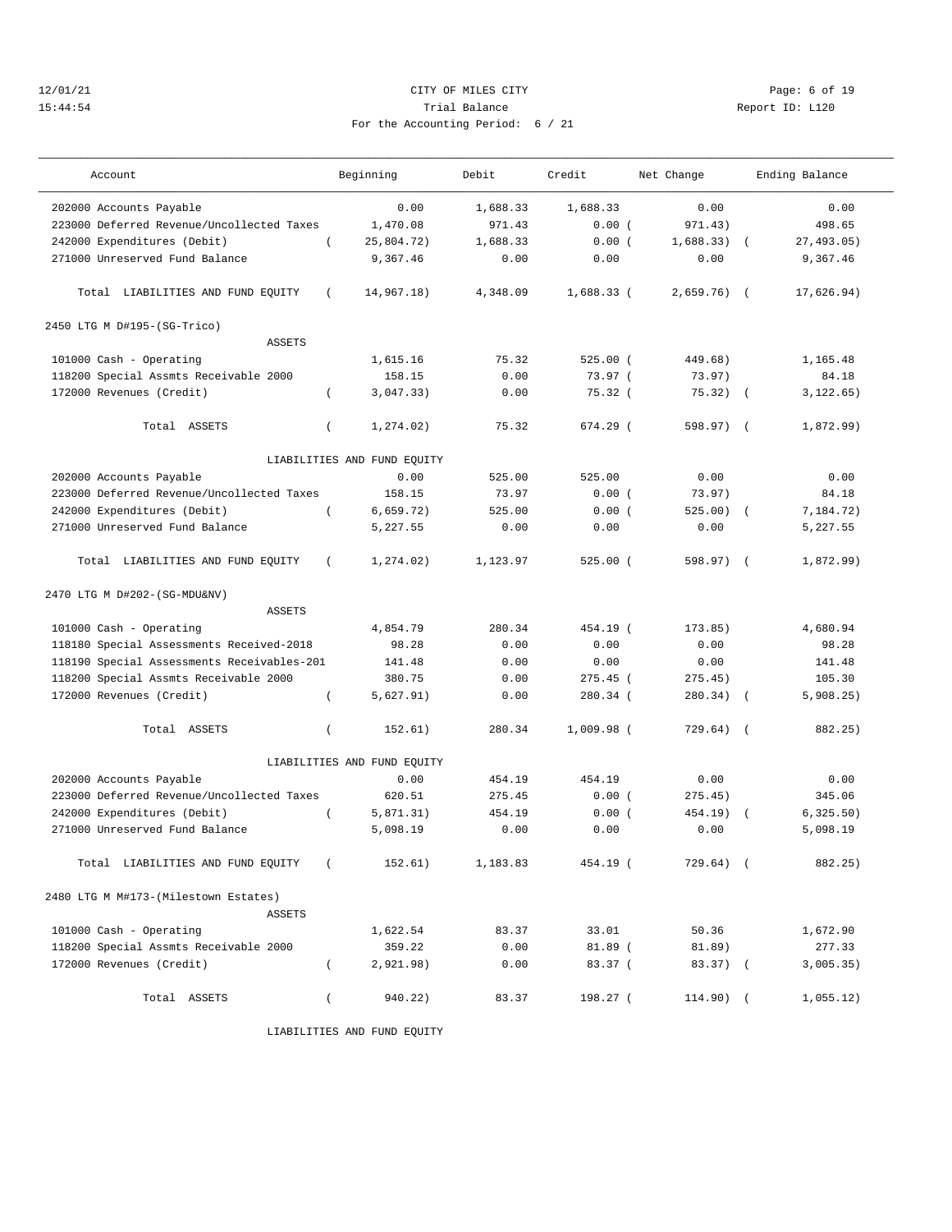12/01/21 CITY OF MILES CITY
15:44:54 Trial Balance Report ID: L120
For the Accounting Period: 6 / 21

| Account | Beginning | Debit | Credit | Net Change | Ending Balance |
|---|---|---|---|---|---|
| 202000 Accounts Payable | 0.00 | 1,688.33 | 1,688.33 | 0.00 | 0.00 |
| 223000 Deferred Revenue/Uncollected Taxes | 1,470.08 | 971.43 | 0.00 | ( 971.43) | 498.65 |
| 242000 Expenditures (Debit) | ( 25,804.72) | 1,688.33 | 0.00 | ( 1,688.33) | ( 27,493.05) |
| 271000 Unreserved Fund Balance | 9,367.46 | 0.00 | 0.00 | 0.00 | 9,367.46 |
| Total LIABILITIES AND FUND EQUITY | ( 14,967.18) | 4,348.09 | 1,688.33 | ( 2,659.76) | ( 17,626.94) |
| **2450 LTG M D#195-(SG-Trico)** | | | | | |
| ASSETS | | | | | |
| 101000 Cash - Operating | 1,615.16 | 75.32 | 525.00 | ( 449.68) | 1,165.48 |
| 118200 Special Assmts Receivable 2000 | 158.15 | 0.00 | 73.97 | ( 73.97) | 84.18 |
| 172000 Revenues (Credit) | ( 3,047.33) | 0.00 | 75.32 | ( 75.32) | ( 3,122.65) |
| Total ASSETS | ( 1,274.02) | 75.32 | 674.29 | ( 598.97) | ( 1,872.99) |
| LIABILITIES AND FUND EQUITY | | | | | |
| 202000 Accounts Payable | 0.00 | 525.00 | 525.00 | 0.00 | 0.00 |
| 223000 Deferred Revenue/Uncollected Taxes | 158.15 | 73.97 | 0.00 | ( 73.97) | 84.18 |
| 242000 Expenditures (Debit) | ( 6,659.72) | 525.00 | 0.00 | ( 525.00) | ( 7,184.72) |
| 271000 Unreserved Fund Balance | 5,227.55 | 0.00 | 0.00 | 0.00 | 5,227.55 |
| Total LIABILITIES AND FUND EQUITY | ( 1,274.02) | 1,123.97 | 525.00 | ( 598.97) | ( 1,872.99) |
| **2470 LTG M D#202-(SG-MDU&NV)** | | | | | |
| ASSETS | | | | | |
| 101000 Cash - Operating | 4,854.79 | 280.34 | 454.19 | ( 173.85) | 4,680.94 |
| 118180 Special Assessments Received-2018 | 98.28 | 0.00 | 0.00 | 0.00 | 98.28 |
| 118190 Special Assessments Receivables-201 | 141.48 | 0.00 | 0.00 | 0.00 | 141.48 |
| 118200 Special Assmts Receivable 2000 | 380.75 | 0.00 | 275.45 | ( 275.45) | 105.30 |
| 172000 Revenues (Credit) | ( 5,627.91) | 0.00 | 280.34 | ( 280.34) | ( 5,908.25) |
| Total ASSETS | ( 152.61) | 280.34 | 1,009.98 | ( 729.64) | ( 882.25) |
| LIABILITIES AND FUND EQUITY | | | | | |
| 202000 Accounts Payable | 0.00 | 454.19 | 454.19 | 0.00 | 0.00 |
| 223000 Deferred Revenue/Uncollected Taxes | 620.51 | 275.45 | 0.00 | ( 275.45) | 345.06 |
| 242000 Expenditures (Debit) | ( 5,871.31) | 454.19 | 0.00 | ( 454.19) | ( 6,325.50) |
| 271000 Unreserved Fund Balance | 5,098.19 | 0.00 | 0.00 | 0.00 | 5,098.19 |
| Total LIABILITIES AND FUND EQUITY | ( 152.61) | 1,183.83 | 454.19 | ( 729.64) | ( 882.25) |
| **2480 LTG M M#173-(Milestown Estates)** | | | | | |
| ASSETS | | | | | |
| 101000 Cash - Operating | 1,622.54 | 83.37 | 33.01 | 50.36 | 1,672.90 |
| 118200 Special Assmts Receivable 2000 | 359.22 | 0.00 | 81.89 | ( 81.89) | 277.33 |
| 172000 Revenues (Credit) | ( 2,921.98) | 0.00 | 83.37 | ( 83.37) | ( 3,005.35) |
| Total ASSETS | ( 940.22) | 83.37 | 198.27 | ( 114.90) | ( 1,055.12) |
| LIABILITIES AND FUND EQUITY | | | | | |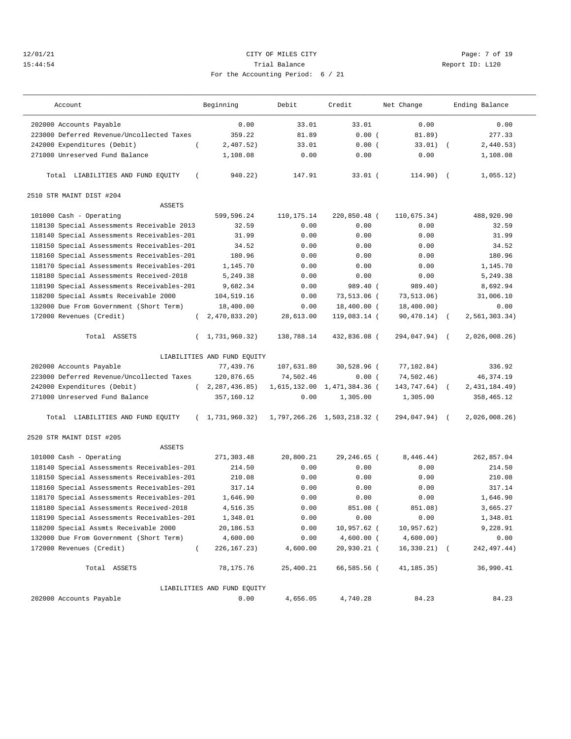CITY OF MILES CITY
Trial Balance
For the Accounting Period: 6 / 21

12/01/21
15:44:54

Report ID: L120

| Account | Beginning | Debit | Credit | Net Change | Ending Balance |
|---|---|---|---|---|---|
| 202000 Accounts Payable | 0.00 | 33.01 | 33.01 | 0.00 | 0.00 |
| 223000 Deferred Revenue/Uncollected Taxes | 359.22 | 81.89 | 0.00 | ( 81.89) | 277.33 |
| 242000 Expenditures (Debit) | ( 2,407.52) | 33.01 | 0.00 | ( 33.01) | ( 2,440.53) |
| 271000 Unreserved Fund Balance | 1,108.08 | 0.00 | 0.00 | 0.00 | 1,108.08 |
| Total LIABILITIES AND FUND EQUITY | ( 940.22) | 147.91 | 33.01 | ( 114.90) | ( 1,055.12) |
| **2510 STR MAINT DIST #204** | | | | | |
| ASSETS | | | | | |
| 101000 Cash - Operating | 599,596.24 | 110,175.14 | 220,850.48 | ( 110,675.34) | 488,920.90 |
| 118130 Special Assessments Receivable 2013 | 32.59 | 0.00 | 0.00 | 0.00 | 32.59 |
| 118140 Special Assessments Receivables-201 | 31.99 | 0.00 | 0.00 | 0.00 | 31.99 |
| 118150 Special Assessments Receivables-201 | 34.52 | 0.00 | 0.00 | 0.00 | 34.52 |
| 118160 Special Assessments Receivables-201 | 180.96 | 0.00 | 0.00 | 0.00 | 180.96 |
| 118170 Special Assessments Receivables-201 | 1,145.70 | 0.00 | 0.00 | 0.00 | 1,145.70 |
| 118180 Special Assessments Received-2018 | 5,249.38 | 0.00 | 0.00 | 0.00 | 5,249.38 |
| 118190 Special Assessments Receivables-201 | 9,682.34 | 0.00 | 989.40 | ( 989.40) | 8,692.94 |
| 118200 Special Assmts Receivable 2000 | 104,519.16 | 0.00 | 73,513.06 | ( 73,513.06) | 31,006.10 |
| 132000 Due From Government (Short Term) | 18,400.00 | 0.00 | 18,400.00 | ( 18,400.00) | 0.00 |
| 172000 Revenues (Credit) | ( 2,470,833.20) | 28,613.00 | 119,083.14 | ( 90,470.14) | ( 2,561,303.34) |
| Total ASSETS | ( 1,731,960.32) | 138,788.14 | 432,836.08 | ( 294,047.94) | ( 2,026,008.26) |
| LIABILITIES AND FUND EQUITY | | | | | |
| 202000 Accounts Payable | 77,439.76 | 107,631.80 | 30,528.96 | ( 77,102.84) | 336.92 |
| 223000 Deferred Revenue/Uncollected Taxes | 120,876.65 | 74,502.46 | 0.00 | ( 74,502.46) | 46,374.19 |
| 242000 Expenditures (Debit) | ( 2,287,436.85) | 1,615,132.00 | 1,471,384.36 | ( 143,747.64) | ( 2,431,184.49) |
| 271000 Unreserved Fund Balance | 357,160.12 | 0.00 | 1,305.00 | 1,305.00 | 358,465.12 |
| Total LIABILITIES AND FUND EQUITY | ( 1,731,960.32) | 1,797,266.26 | 1,503,218.32 | ( 294,047.94) | ( 2,026,008.26) |
| **2520 STR MAINT DIST #205** | | | | | |
| ASSETS | | | | | |
| 101000 Cash - Operating | 271,303.48 | 20,800.21 | 29,246.65 | ( 8,446.44) | 262,857.04 |
| 118140 Special Assessments Receivables-201 | 214.50 | 0.00 | 0.00 | 0.00 | 214.50 |
| 118150 Special Assessments Receivables-201 | 210.08 | 0.00 | 0.00 | 0.00 | 210.08 |
| 118160 Special Assessments Receivables-201 | 317.14 | 0.00 | 0.00 | 0.00 | 317.14 |
| 118170 Special Assessments Receivables-201 | 1,646.90 | 0.00 | 0.00 | 0.00 | 1,646.90 |
| 118180 Special Assessments Received-2018 | 4,516.35 | 0.00 | 851.08 | ( 851.08) | 3,665.27 |
| 118190 Special Assessments Receivables-201 | 1,348.01 | 0.00 | 0.00 | 0.00 | 1,348.01 |
| 118200 Special Assmts Receivable 2000 | 20,186.53 | 0.00 | 10,957.62 | ( 10,957.62) | 9,228.91 |
| 132000 Due From Government (Short Term) | 4,600.00 | 0.00 | 4,600.00 | ( 4,600.00) | 0.00 |
| 172000 Revenues (Credit) | ( 226,167.23) | 4,600.00 | 20,930.21 | ( 16,330.21) | ( 242,497.44) |
| Total ASSETS | 78,175.76 | 25,400.21 | 66,585.56 | ( 41,185.35) | 36,990.41 |
| LIABILITIES AND FUND EQUITY | | | | | |
| 202000 Accounts Payable | 0.00 | 4,656.05 | 4,740.28 | 84.23 | 84.23 |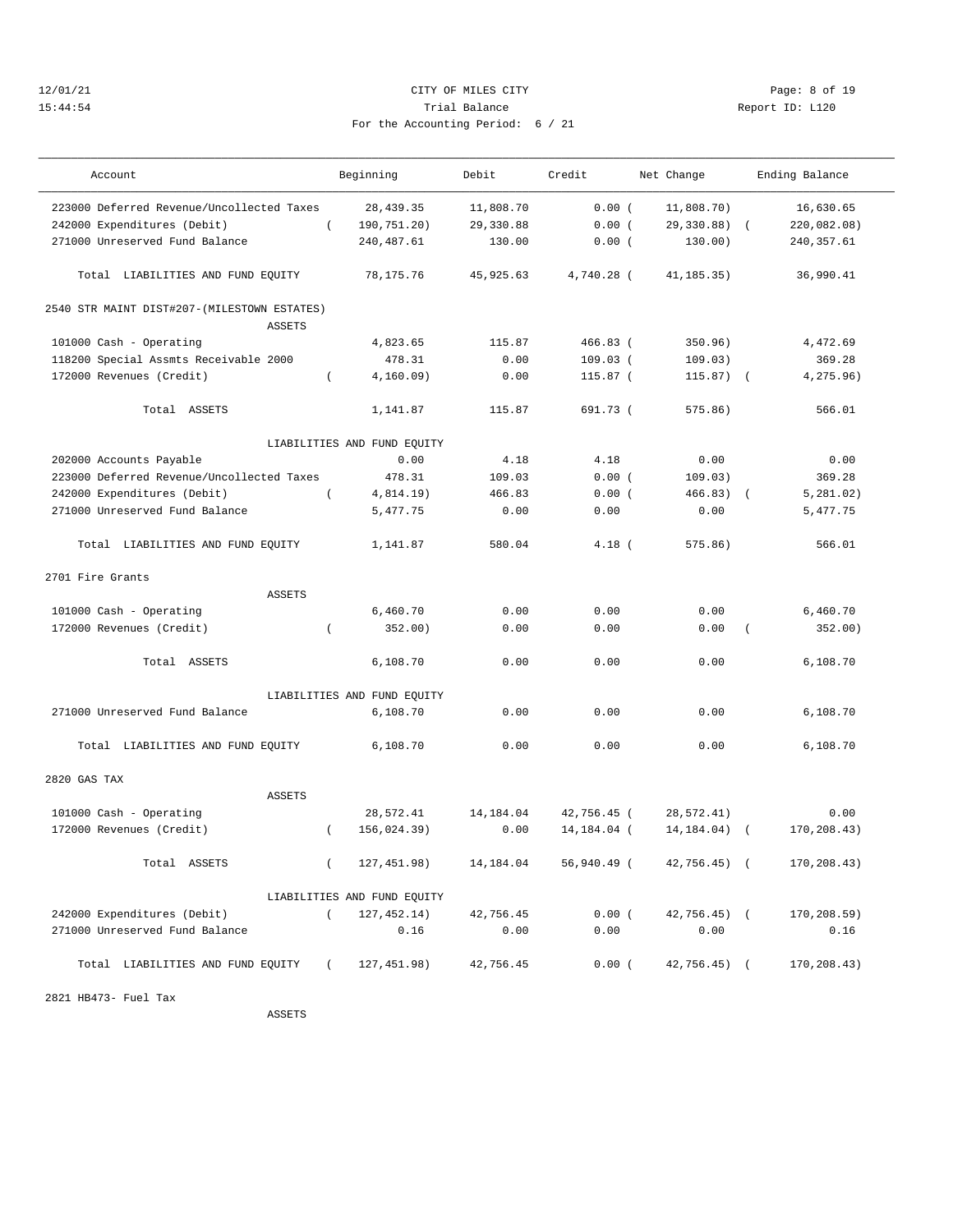CITY OF MILES CITY

Trial Balance

For the Accounting Period: 6 / 21

| Account | Beginning | Debit | Credit | Net Change | Ending Balance |
|---|---|---|---|---|---|
| 223000 Deferred Revenue/Uncollected Taxes | 28,439.35 | 11,808.70 | 0.00 | ( 11,808.70) | 16,630.65 |
| 242000 Expenditures (Debit) | ( 190,751.20) | 29,330.88 | 0.00 | ( 29,330.88) | ( 220,082.08) |
| 271000 Unreserved Fund Balance | 240,487.61 | 130.00 | 0.00 | ( 130.00) | 240,357.61 |
| Total LIABILITIES AND FUND EQUITY | 78,175.76 | 45,925.63 | 4,740.28 | ( 41,185.35) | 36,990.41 |
| **2540 STR MAINT DIST#207-(MILESTOWN ESTATES)** | | | | | |
| ASSETS | | | | | |
| 101000 Cash - Operating | 4,823.65 | 115.87 | 466.83 | ( 350.96) | 4,472.69 |
| 118200 Special Assmts Receivable 2000 | 478.31 | 0.00 | 109.03 | ( 109.03) | 369.28 |
| 172000 Revenues (Credit) | ( 4,160.09) | 0.00 | 115.87 | ( 115.87) | ( 4,275.96) |
| Total ASSETS | 1,141.87 | 115.87 | 691.73 | ( 575.86) | 566.01 |
| LIABILITIES AND FUND EQUITY | | | | | |
| 202000 Accounts Payable | 0.00 | 4.18 | 4.18 | 0.00 | 0.00 |
| 223000 Deferred Revenue/Uncollected Taxes | 478.31 | 109.03 | 0.00 | ( 109.03) | 369.28 |
| 242000 Expenditures (Debit) | ( 4,814.19) | 466.83 | 0.00 | ( 466.83) | ( 5,281.02) |
| 271000 Unreserved Fund Balance | 5,477.75 | 0.00 | 0.00 | 0.00 | 5,477.75 |
| Total LIABILITIES AND FUND EQUITY | 1,141.87 | 580.04 | 4.18 | ( 575.86) | 566.01 |
| **2701 Fire Grants** | | | | | |
| ASSETS | | | | | |
| 101000 Cash - Operating | 6,460.70 | 0.00 | 0.00 | 0.00 | 6,460.70 |
| 172000 Revenues (Credit) | ( 352.00) | 0.00 | 0.00 | 0.00 | ( 352.00) |
| Total ASSETS | 6,108.70 | 0.00 | 0.00 | 0.00 | 6,108.70 |
| LIABILITIES AND FUND EQUITY | | | | | |
| 271000 Unreserved Fund Balance | 6,108.70 | 0.00 | 0.00 | 0.00 | 6,108.70 |
| Total LIABILITIES AND FUND EQUITY | 6,108.70 | 0.00 | 0.00 | 0.00 | 6,108.70 |
| **2820 GAS TAX** | | | | | |
| ASSETS | | | | | |
| 101000 Cash - Operating | 28,572.41 | 14,184.04 | 42,756.45 | ( 28,572.41) | 0.00 |
| 172000 Revenues (Credit) | ( 156,024.39) | 0.00 | 14,184.04 | ( 14,184.04) | ( 170,208.43) |
| Total ASSETS | ( 127,451.98) | 14,184.04 | 56,940.49 | ( 42,756.45) | ( 170,208.43) |
| LIABILITIES AND FUND EQUITY | | | | | |
| 242000 Expenditures (Debit) | ( 127,452.14) | 42,756.45 | 0.00 | ( 42,756.45) | ( 170,208.59) |
| 271000 Unreserved Fund Balance | 0.16 | 0.00 | 0.00 | 0.00 | 0.16 |
| Total LIABILITIES AND FUND EQUITY | ( 127,451.98) | 42,756.45 | 0.00 | ( 42,756.45) | ( 170,208.43) |
| **2821 HB473- Fuel Tax** | | | | | |
| ASSETS | | | | | |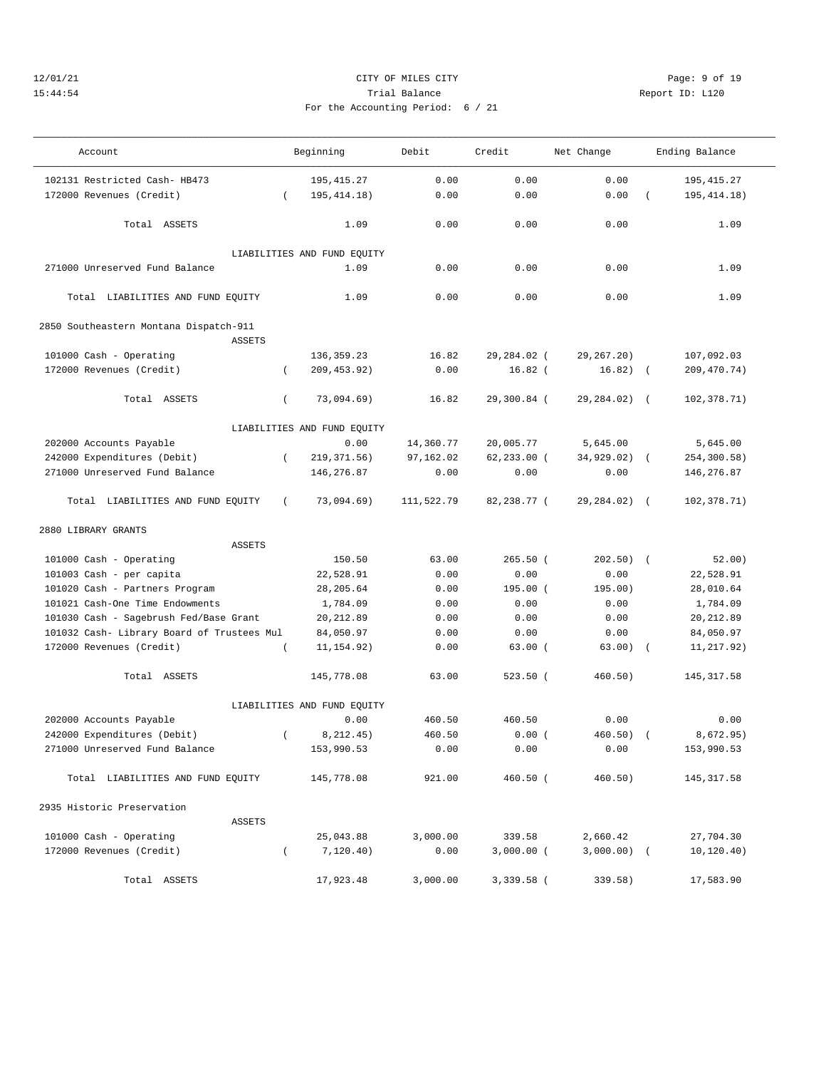CITY OF MILES CITY
Trial Balance
Report ID: L120
For the Accounting Period: 6 / 21

12/01/21
15:44:54

| Account | Beginning | Debit | Credit | Net Change | Ending Balance |
|---|---|---|---|---|---|
| 102131 Restricted Cash- HB473 | 195,415.27 | 0.00 | 0.00 | 0.00 | 195,415.27 |
| 172000 Revenues (Credit) | ( 195,414.18) | 0.00 | 0.00 | 0.00 | ( 195,414.18) |
| Total ASSETS | 1.09 | 0.00 | 0.00 | 0.00 | 1.09 |
| LIABILITIES AND FUND EQUITY | | | | | |
| 271000 Unreserved Fund Balance | 1.09 | 0.00 | 0.00 | 0.00 | 1.09 |
| Total LIABILITIES AND FUND EQUITY | 1.09 | 0.00 | 0.00 | 0.00 | 1.09 |
| **2850 Southeastern Montana Dispatch-911** | | | | | |
| ASSETS | | | | | |
| 101000 Cash - Operating | 136,359.23 | 16.82 | 29,284.02 | ( 29,267.20) | 107,092.03 |
| 172000 Revenues (Credit) | ( 209,453.92) | 0.00 | 16.82 | ( 16.82) | ( 209,470.74) |
| Total ASSETS | ( 73,094.69) | 16.82 | 29,300.84 | ( 29,284.02) | ( 102,378.71) |
| LIABILITIES AND FUND EQUITY | | | | | |
| 202000 Accounts Payable | 0.00 | 14,360.77 | 20,005.77 | 5,645.00 | 5,645.00 |
| 242000 Expenditures (Debit) | ( 219,371.56) | 97,162.02 | 62,233.00 | ( 34,929.02) | ( 254,300.58) |
| 271000 Unreserved Fund Balance | 146,276.87 | 0.00 | 0.00 | 0.00 | 146,276.87 |
| Total LIABILITIES AND FUND EQUITY | ( 73,094.69) | 111,522.79 | 82,238.77 | ( 29,284.02) | ( 102,378.71) |
| **2880 LIBRARY GRANTS** | | | | | |
| ASSETS | | | | | |
| 101000 Cash - Operating | 150.50 | 63.00 | 265.50 | ( 202.50) | ( 52.00) |
| 101003 Cash - per capita | 22,528.91 | 0.00 | 0.00 | 0.00 | 22,528.91 |
| 101020 Cash - Partners Program | 28,205.64 | 0.00 | 195.00 | ( 195.00) | 28,010.64 |
| 101021 Cash-One Time Endowments | 1,784.09 | 0.00 | 0.00 | 0.00 | 1,784.09 |
| 101030 Cash - Sagebrush Fed/Base Grant | 20,212.89 | 0.00 | 0.00 | 0.00 | 20,212.89 |
| 101032 Cash- Library Board of Trustees Mul | 84,050.97 | 0.00 | 0.00 | 0.00 | 84,050.97 |
| 172000 Revenues (Credit) | ( 11,154.92) | 0.00 | 63.00 | ( 63.00) | ( 11,217.92) |
| Total ASSETS | 145,778.08 | 63.00 | 523.50 | ( 460.50) | 145,317.58 |
| LIABILITIES AND FUND EQUITY | | | | | |
| 202000 Accounts Payable | 0.00 | 460.50 | 460.50 | 0.00 | 0.00 |
| 242000 Expenditures (Debit) | ( 8,212.45) | 460.50 | 0.00 | ( 460.50) | ( 8,672.95) |
| 271000 Unreserved Fund Balance | 153,990.53 | 0.00 | 0.00 | 0.00 | 153,990.53 |
| Total LIABILITIES AND FUND EQUITY | 145,778.08 | 921.00 | 460.50 | ( 460.50) | 145,317.58 |
| **2935 Historic Preservation** | | | | | |
| ASSETS | | | | | |
| 101000 Cash - Operating | 25,043.88 | 3,000.00 | 339.58 | 2,660.42 | 27,704.30 |
| 172000 Revenues (Credit) | ( 7,120.40) | 0.00 | 3,000.00 | ( 3,000.00) | ( 10,120.40) |
| Total ASSETS | 17,923.48 | 3,000.00 | 3,339.58 | ( 339.58) | 17,583.90 |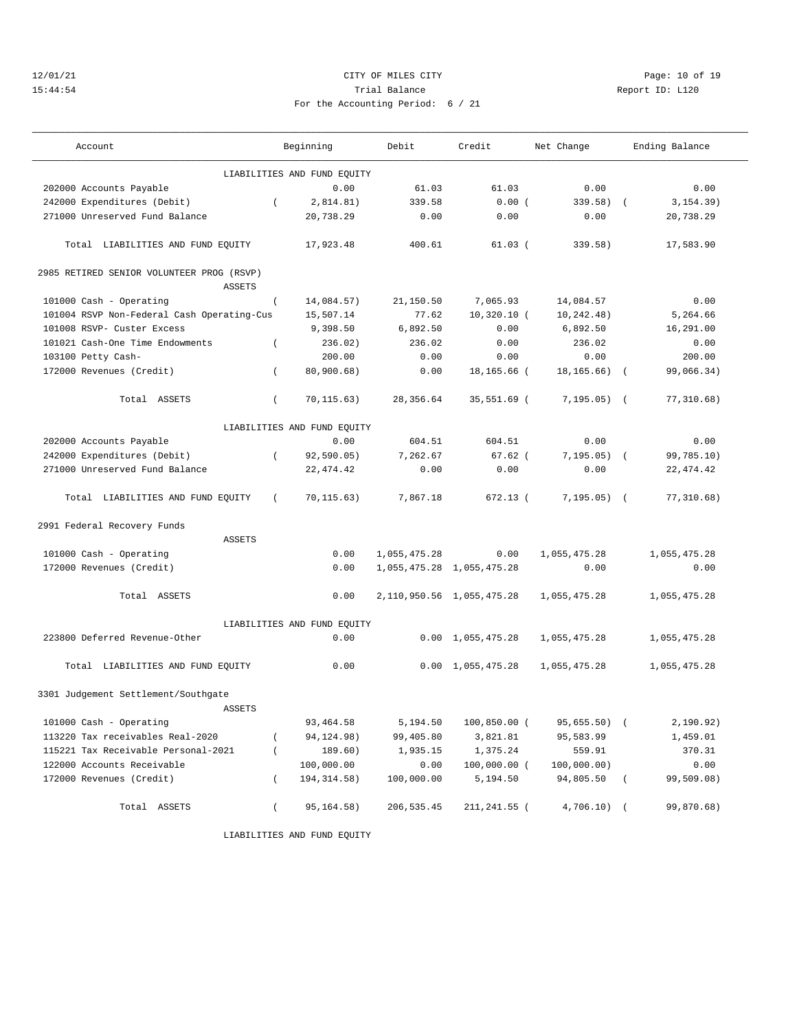CITY OF MILES CITY
Trial Balance
For the Accounting Period: 6 / 21

12/01/21
15:44:54

Report ID: L120

| Account | Beginning | Debit | Credit | Net Change | Ending Balance |
|---|---|---|---|---|---|
| LIABILITIES AND FUND EQUITY | | | | | |
| 202000 Accounts Payable | 0.00 | 61.03 | 61.03 | 0.00 | 0.00 |
| 242000 Expenditures (Debit) | ( 2,814.81) | 339.58 | 0.00 ( | 339.58) ( | 3,154.39) |
| 271000 Unreserved Fund Balance | 20,738.29 | 0.00 | 0.00 | 0.00 | 20,738.29 |
| Total LIABILITIES AND FUND EQUITY | 17,923.48 | 400.61 | 61.03 ( | 339.58) | 17,583.90 |
| **2985 RETIRED SENIOR VOLUNTEER PROG (RSVP)** | | | | | |
| ASSETS | | | | | |
| 101000 Cash - Operating | ( 14,084.57) | 21,150.50 | 7,065.93 | 14,084.57 | 0.00 |
| 101004 RSVP Non-Federal Cash Operating-Cus | 15,507.14 | 77.62 | 10,320.10 ( | 10,242.48) | 5,264.66 |
| 101008 RSVP- Custer Excess | 9,398.50 | 6,892.50 | 0.00 | 6,892.50 | 16,291.00 |
| 101021 Cash-One Time Endowments | ( 236.02) | 236.02 | 0.00 | 236.02 | 0.00 |
| 103100 Petty Cash- | 200.00 | 0.00 | 0.00 | 0.00 | 200.00 |
| 172000 Revenues (Credit) | ( 80,900.68) | 0.00 | 18,165.66 ( | 18,165.66) ( | 99,066.34) |
| Total ASSETS | ( 70,115.63) | 28,356.64 | 35,551.69 ( | 7,195.05) ( | 77,310.68) |
| LIABILITIES AND FUND EQUITY | | | | | |
| 202000 Accounts Payable | 0.00 | 604.51 | 604.51 | 0.00 | 0.00 |
| 242000 Expenditures (Debit) | ( 92,590.05) | 7,262.67 | 67.62 ( | 7,195.05) ( | 99,785.10) |
| 271000 Unreserved Fund Balance | 22,474.42 | 0.00 | 0.00 | 0.00 | 22,474.42 |
| Total LIABILITIES AND FUND EQUITY | ( 70,115.63) | 7,867.18 | 672.13 ( | 7,195.05) ( | 77,310.68) |
| **2991 Federal Recovery Funds** | | | | | |
| ASSETS | | | | | |
| 101000 Cash - Operating | 0.00 | 1,055,475.28 | 0.00 | 1,055,475.28 | 1,055,475.28 |
| 172000 Revenues (Credit) | 0.00 | 1,055,475.28 | 1,055,475.28 | 0.00 | 0.00 |
| Total ASSETS | 0.00 | 2,110,950.56 | 1,055,475.28 | 1,055,475.28 | 1,055,475.28 |
| LIABILITIES AND FUND EQUITY | | | | | |
| 223800 Deferred Revenue-Other | 0.00 | 0.00 | 1,055,475.28 | 1,055,475.28 | 1,055,475.28 |
| Total LIABILITIES AND FUND EQUITY | 0.00 | 0.00 | 1,055,475.28 | 1,055,475.28 | 1,055,475.28 |
| **3301 Judgement Settlement/Southgate** | | | | | |
| ASSETS | | | | | |
| 101000 Cash - Operating | 93,464.58 | 5,194.50 | 100,850.00 ( | 95,655.50) ( | 2,190.92) |
| 113220 Tax receivables Real-2020 | ( 94,124.98) | 99,405.80 | 3,821.81 | 95,583.99 | 1,459.01 |
| 115221 Tax Receivable Personal-2021 | ( 189.60) | 1,935.15 | 1,375.24 | 559.91 | 370.31 |
| 122000 Accounts Receivable | 100,000.00 | 0.00 | 100,000.00 ( | 100,000.00) | 0.00 |
| 172000 Revenues (Credit) | ( 194,314.58) | 100,000.00 | 5,194.50 | 94,805.50 ( | 99,509.08) |
| Total ASSETS | ( 95,164.58) | 206,535.45 | 211,241.55 ( | 4,706.10) ( | 99,870.68) |
| LIABILITIES AND FUND EQUITY | | | | | |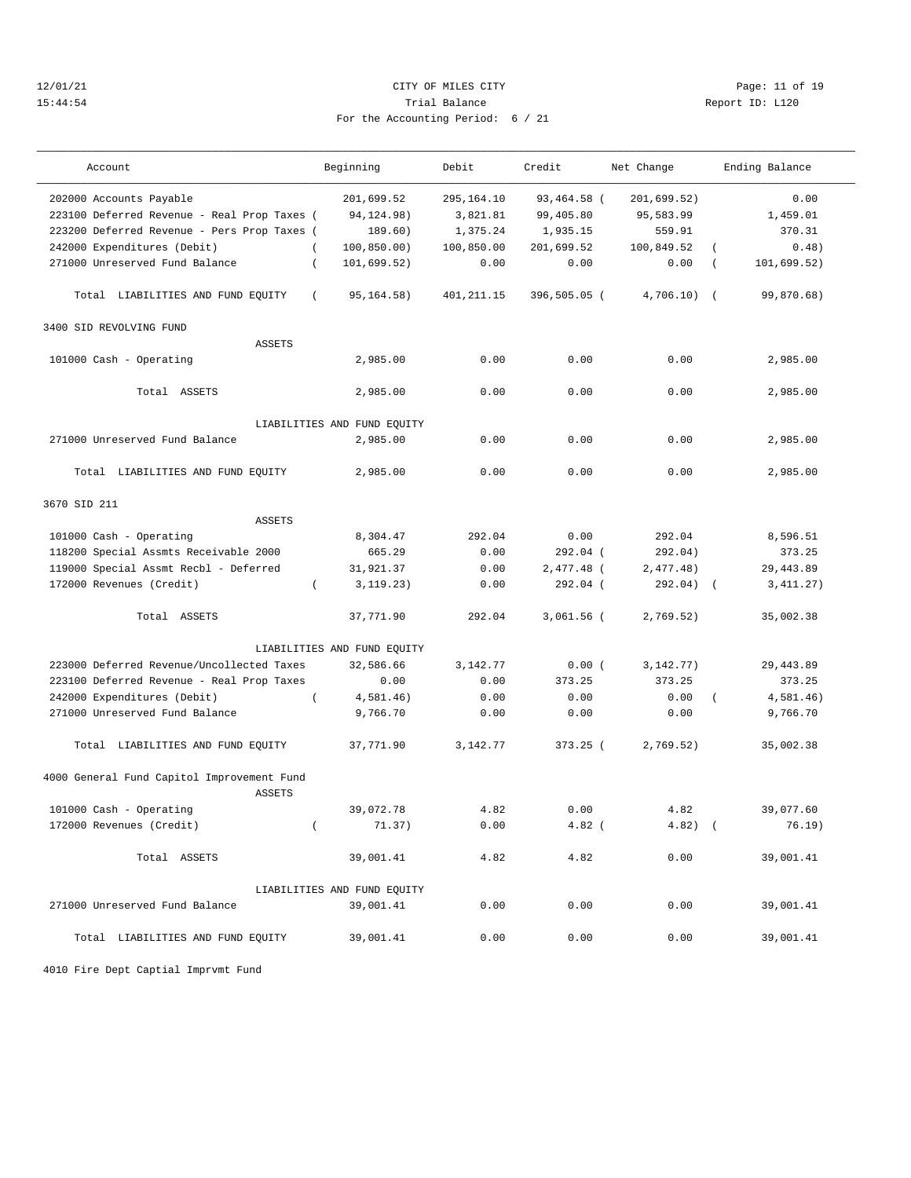CITY OF MILES CITY

Trial Balance

For the Accounting Period: 6 / 21

12/01/21 15:44:54 Report ID: L120

| Account | Beginning | Debit | Credit | Net Change | Ending Balance |
|---|---|---|---|---|---|
| 202000 Accounts Payable | 201,699.52 | 295,164.10 | 93,464.58 | (201,699.52) | 0.00 |
| 223100 Deferred Revenue - Real Prop Taxes | (94,124.98) | 3,821.81 | 99,405.80 | 95,583.99 | 1,459.01 |
| 223200 Deferred Revenue - Pers Prop Taxes | (189.60) | 1,375.24 | 1,935.15 | 559.91 | 370.31 |
| 242000 Expenditures (Debit) | (100,850.00) | 100,850.00 | 201,699.52 | 100,849.52 | (0.48) |
| 271000 Unreserved Fund Balance | (101,699.52) | 0.00 | 0.00 | 0.00 | (101,699.52) |
| Total LIABILITIES AND FUND EQUITY | (95,164.58) | 401,211.15 | 396,505.05 | (4,706.10) | (99,870.68) |
| **3400 SID REVOLVING FUND** | | | | | |
| ASSETS | | | | | |
| 101000 Cash - Operating | 2,985.00 | 0.00 | 0.00 | 0.00 | 2,985.00 |
| Total ASSETS | 2,985.00 | 0.00 | 0.00 | 0.00 | 2,985.00 |
| LIABILITIES AND FUND EQUITY | | | | | |
| 271000 Unreserved Fund Balance | 2,985.00 | 0.00 | 0.00 | 0.00 | 2,985.00 |
| Total LIABILITIES AND FUND EQUITY | 2,985.00 | 0.00 | 0.00 | 0.00 | 2,985.00 |
| **3670 SID 211** | | | | | |
| ASSETS | | | | | |
| 101000 Cash - Operating | 8,304.47 | 292.04 | 0.00 | 292.04 | 8,596.51 |
| 118200 Special Assmts Receivable 2000 | 665.29 | 0.00 | 292.04 | (292.04) | 373.25 |
| 119000 Special Assmt Recbl - Deferred | 31,921.37 | 0.00 | 2,477.48 | (2,477.48) | 29,443.89 |
| 172000 Revenues (Credit) | (3,119.23) | 0.00 | 292.04 | (292.04) | (3,411.27) |
| Total ASSETS | 37,771.90 | 292.04 | 3,061.56 | (2,769.52) | 35,002.38 |
| LIABILITIES AND FUND EQUITY | | | | | |
| 223000 Deferred Revenue/Uncollected Taxes | 32,586.66 | 3,142.77 | 0.00 | (3,142.77) | 29,443.89 |
| 223100 Deferred Revenue - Real Prop Taxes | 0.00 | 0.00 | 373.25 | 373.25 | 373.25 |
| 242000 Expenditures (Debit) | (4,581.46) | 0.00 | 0.00 | 0.00 | (4,581.46) |
| 271000 Unreserved Fund Balance | 9,766.70 | 0.00 | 0.00 | 0.00 | 9,766.70 |
| Total LIABILITIES AND FUND EQUITY | 37,771.90 | 3,142.77 | 373.25 | (2,769.52) | 35,002.38 |
| **4000 General Fund Capitol Improvement Fund** | | | | | |
| ASSETS | | | | | |
| 101000 Cash - Operating | 39,072.78 | 4.82 | 0.00 | 4.82 | 39,077.60 |
| 172000 Revenues (Credit) | (71.37) | 0.00 | 4.82 | (4.82) | (76.19) |
| Total ASSETS | 39,001.41 | 4.82 | 4.82 | 0.00 | 39,001.41 |
| LIABILITIES AND FUND EQUITY | | | | | |
| 271000 Unreserved Fund Balance | 39,001.41 | 0.00 | 0.00 | 0.00 | 39,001.41 |
| Total LIABILITIES AND FUND EQUITY | 39,001.41 | 0.00 | 0.00 | 0.00 | 39,001.41 |

4010 Fire Dept Captial Imprvmt Fund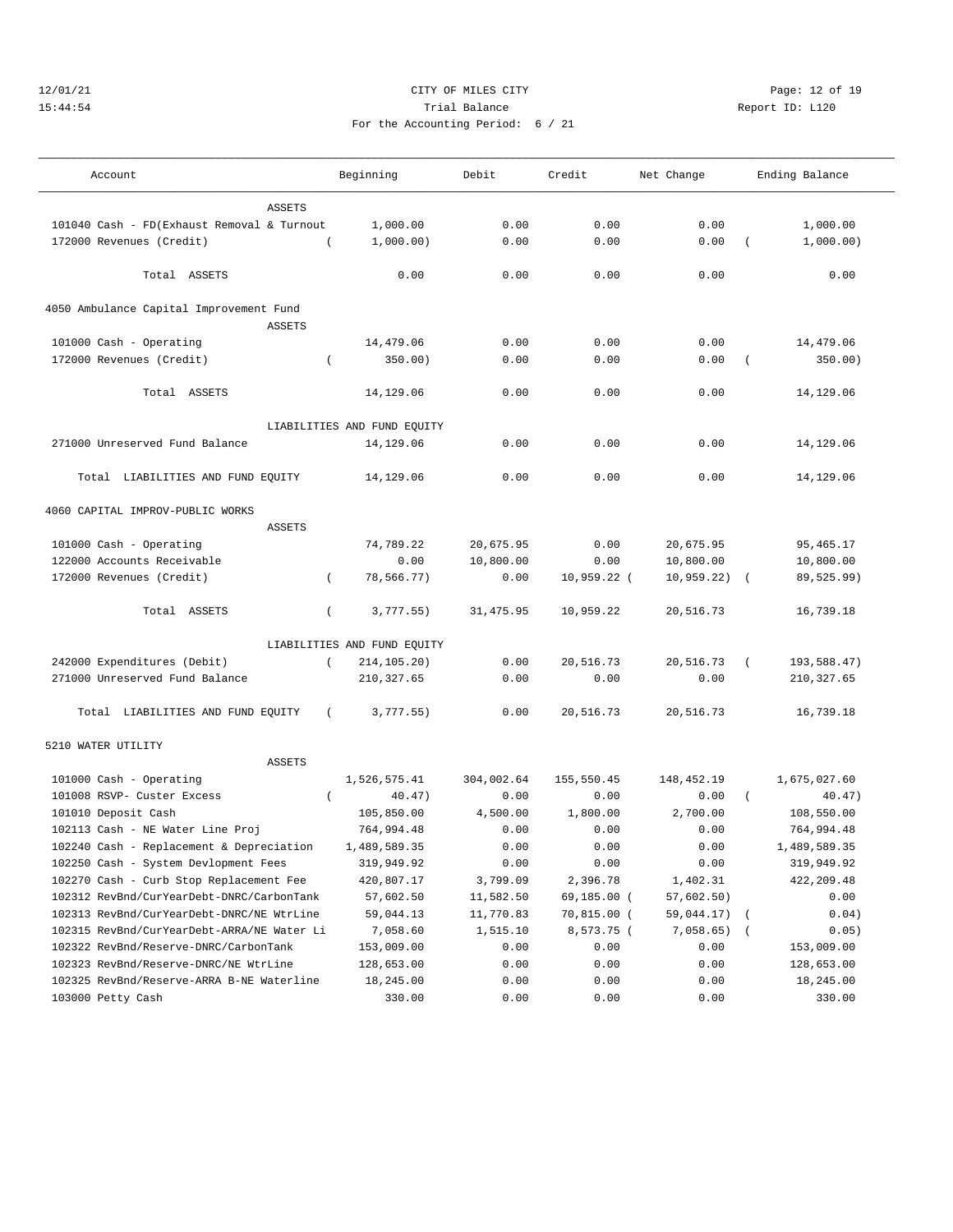CITY OF MILES CITY
Trial Balance
For the Accounting Period: 6 / 21

12/01/21
15:44:54

Report ID: L120

| Account | Beginning | Debit | Credit | Net Change | Ending Balance |
|---|---|---|---|---|---|
| ASSETS | | | | | |
| 101040 Cash - FD(Exhaust Removal & Turnout | 1,000.00 | 0.00 | 0.00 | 0.00 | 1,000.00 |
| 172000 Revenues (Credit) | ( 1,000.00) | 0.00 | 0.00 | 0.00 | ( 1,000.00) |
| Total ASSETS | 0.00 | 0.00 | 0.00 | 0.00 | 0.00 |
| **4050 Ambulance Capital Improvement Fund** | | | | | |
| ASSETS | | | | | |
| 101000 Cash - Operating | 14,479.06 | 0.00 | 0.00 | 0.00 | 14,479.06 |
| 172000 Revenues (Credit) | ( 350.00) | 0.00 | 0.00 | 0.00 | ( 350.00) |
| Total ASSETS | 14,129.06 | 0.00 | 0.00 | 0.00 | 14,129.06 |
| LIABILITIES AND FUND EQUITY | | | | | |
| 271000 Unreserved Fund Balance | 14,129.06 | 0.00 | 0.00 | 0.00 | 14,129.06 |
| Total LIABILITIES AND FUND EQUITY | 14,129.06 | 0.00 | 0.00 | 0.00 | 14,129.06 |
| **4060 CAPITAL IMPROV-PUBLIC WORKS** | | | | | |
| ASSETS | | | | | |
| 101000 Cash - Operating | 74,789.22 | 20,675.95 | 0.00 | 20,675.95 | 95,465.17 |
| 122000 Accounts Receivable | 0.00 | 10,800.00 | 0.00 | 10,800.00 | 10,800.00 |
| 172000 Revenues (Credit) | ( 78,566.77) | 0.00 | 10,959.22 | ( 10,959.22) | ( 89,525.99) |
| Total ASSETS | ( 3,777.55) | 31,475.95 | 10,959.22 | 20,516.73 | 16,739.18 |
| LIABILITIES AND FUND EQUITY | | | | | |
| 242000 Expenditures (Debit) | ( 214,105.20) | 0.00 | 20,516.73 | 20,516.73 | ( 193,588.47) |
| 271000 Unreserved Fund Balance | 210,327.65 | 0.00 | 0.00 | 0.00 | 210,327.65 |
| Total LIABILITIES AND FUND EQUITY | ( 3,777.55) | 0.00 | 20,516.73 | 20,516.73 | 16,739.18 |
| **5210 WATER UTILITY** | | | | | |
| ASSETS | | | | | |
| 101000 Cash - Operating | 1,526,575.41 | 304,002.64 | 155,550.45 | 148,452.19 | 1,675,027.60 |
| 101008 RSVP- Custer Excess | ( 40.47) | 0.00 | 0.00 | 0.00 | ( 40.47) |
| 101010 Deposit Cash | 105,850.00 | 4,500.00 | 1,800.00 | 2,700.00 | 108,550.00 |
| 102113 Cash - NE Water Line Proj | 764,994.48 | 0.00 | 0.00 | 0.00 | 764,994.48 |
| 102240 Cash - Replacement & Depreciation | 1,489,589.35 | 0.00 | 0.00 | 0.00 | 1,489,589.35 |
| 102250 Cash - System Devlopment Fees | 319,949.92 | 0.00 | 0.00 | 0.00 | 319,949.92 |
| 102270 Cash - Curb Stop Replacement Fee | 420,807.17 | 3,799.09 | 2,396.78 | 1,402.31 | 422,209.48 |
| 102312 RevBnd/CurYearDebt-DNRC/CarbonTank | 57,602.50 | 11,582.50 | 69,185.00 | ( 57,602.50) | 0.00 |
| 102313 RevBnd/CurYearDebt-DNRC/NE WtrLine | 59,044.13 | 11,770.83 | 70,815.00 | ( 59,044.17) | ( 0.04) |
| 102315 RevBnd/CurYearDebt-ARRA/NE Water Li | 7,058.60 | 1,515.10 | 8,573.75 | ( 7,058.65) | ( 0.05) |
| 102322 RevBnd/Reserve-DNRC/CarbonTank | 153,009.00 | 0.00 | 0.00 | 0.00 | 153,009.00 |
| 102323 RevBnd/Reserve-DNRC/NE WtrLine | 128,653.00 | 0.00 | 0.00 | 0.00 | 128,653.00 |
| 102325 RevBnd/Reserve-ARRA B-NE Waterline | 18,245.00 | 0.00 | 0.00 | 0.00 | 18,245.00 |
| 103000 Petty Cash | 330.00 | 0.00 | 0.00 | 0.00 | 330.00 |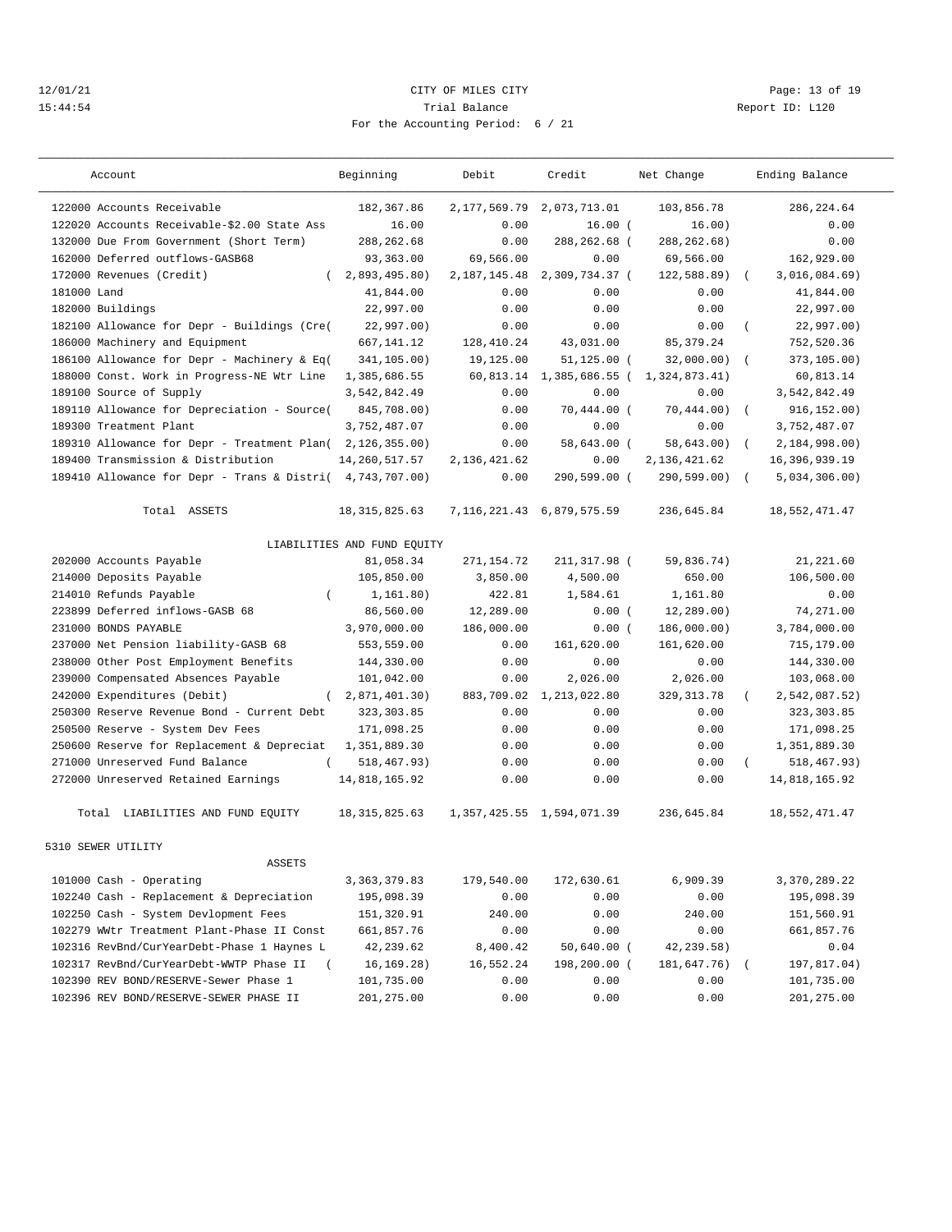12/01/21 CITY OF MILES CITY
15:44:54 Trial Balance Report ID: L120
For the Accounting Period: 6 / 21

| Account | Beginning | Debit | Credit | Net Change | Ending Balance |
|---|---|---|---|---|---|
| 122000 Accounts Receivable | 182,367.86 | 2,177,569.79 | 2,073,713.01 | 103,856.78 | 286,224.64 |
| 122020 Accounts Receivable-$2.00 State Ass | 16.00 | 0.00 | 16.00 | ( 16.00) | 0.00 |
| 132000 Due From Government (Short Term) | 288,262.68 | 0.00 | 288,262.68 | ( 288,262.68) | 0.00 |
| 162000 Deferred outflows-GASB68 | 93,363.00 | 69,566.00 | 0.00 | 69,566.00 | 162,929.00 |
| 172000 Revenues (Credit) | ( 2,893,495.80) | 2,187,145.48 | 2,309,734.37 | ( 122,588.89) | ( 3,016,084.69) |
| 181000 Land | 41,844.00 | 0.00 | 0.00 | 0.00 | 41,844.00 |
| 182000 Buildings | 22,997.00 | 0.00 | 0.00 | 0.00 | 22,997.00 |
| 182100 Allowance for Depr - Buildings (Cre( | 22,997.00) | 0.00 | 0.00 | 0.00 | ( 22,997.00) |
| 186000 Machinery and Equipment | 667,141.12 | 128,410.24 | 43,031.00 | 85,379.24 | 752,520.36 |
| 186100 Allowance for Depr - Machinery & Eq( | 341,105.00) | 19,125.00 | 51,125.00 | ( 32,000.00) | ( 373,105.00) |
| 188000 Const. Work in Progress-NE Wtr Line | 1,385,686.55 | 60,813.14 | 1,385,686.55 | ( 1,324,873.41) | 60,813.14 |
| 189100 Source of Supply | 3,542,842.49 | 0.00 | 0.00 | 0.00 | 3,542,842.49 |
| 189110 Allowance for Depreciation - Source( | 845,708.00) | 0.00 | 70,444.00 | ( 70,444.00) | ( 916,152.00) |
| 189300 Treatment Plant | 3,752,487.07 | 0.00 | 0.00 | 0.00 | 3,752,487.07 |
| 189310 Allowance for Depr - Treatment Plan( | 2,126,355.00) | 0.00 | 58,643.00 | ( 58,643.00) | ( 2,184,998.00) |
| 189400 Transmission & Distribution | 14,260,517.57 | 2,136,421.62 | 0.00 | 2,136,421.62 | 16,396,939.19 |
| 189410 Allowance for Depr - Trans & Distri( | 4,743,707.00) | 0.00 | 290,599.00 | ( 290,599.00) | ( 5,034,306.00) |
| Total ASSETS | 18,315,825.63 | 7,116,221.43 | 6,879,575.59 | 236,645.84 | 18,552,471.47 |
| LIABILITIES AND FUND EQUITY | | | | | |
| 202000 Accounts Payable | 81,058.34 | 271,154.72 | 211,317.98 | ( 59,836.74) | 21,221.60 |
| 214000 Deposits Payable | 105,850.00 | 3,850.00 | 4,500.00 | 650.00 | 106,500.00 |
| 214010 Refunds Payable | ( 1,161.80) | 422.81 | 1,584.61 | 1,161.80 | 0.00 |
| 223899 Deferred inflows-GASB 68 | 86,560.00 | 12,289.00 | 0.00 | ( 12,289.00) | 74,271.00 |
| 231000 BONDS PAYABLE | 3,970,000.00 | 186,000.00 | 0.00 | ( 186,000.00) | 3,784,000.00 |
| 237000 Net Pension liability-GASB 68 | 553,559.00 | 0.00 | 161,620.00 | 161,620.00 | 715,179.00 |
| 238000 Other Post Employment Benefits | 144,330.00 | 0.00 | 0.00 | 0.00 | 144,330.00 |
| 239000 Compensated Absences Payable | 101,042.00 | 0.00 | 2,026.00 | 2,026.00 | 103,068.00 |
| 242000 Expenditures (Debit) | ( 2,871,401.30) | 883,709.02 | 1,213,022.80 | 329,313.78 | ( 2,542,087.52) |
| 250300 Reserve Revenue Bond - Current Debt | 323,303.85 | 0.00 | 0.00 | 0.00 | 323,303.85 |
| 250500 Reserve - System Dev Fees | 171,098.25 | 0.00 | 0.00 | 0.00 | 171,098.25 |
| 250600 Reserve for Replacement & Depreciat | 1,351,889.30 | 0.00 | 0.00 | 0.00 | 1,351,889.30 |
| 271000 Unreserved Fund Balance | ( 518,467.93) | 0.00 | 0.00 | 0.00 | ( 518,467.93) |
| 272000 Unreserved Retained Earnings | 14,818,165.92 | 0.00 | 0.00 | 0.00 | 14,818,165.92 |
| Total LIABILITIES AND FUND EQUITY | 18,315,825.63 | 1,357,425.55 | 1,594,071.39 | 236,645.84 | 18,552,471.47 |
| 5310 SEWER UTILITY | | | | | |
| ASSETS | | | | | |
| 101000 Cash - Operating | 3,363,379.83 | 179,540.00 | 172,630.61 | 6,909.39 | 3,370,289.22 |
| 102240 Cash - Replacement & Depreciation | 195,098.39 | 0.00 | 0.00 | 0.00 | 195,098.39 |
| 102250 Cash - System Devlopment Fees | 151,320.91 | 240.00 | 0.00 | 240.00 | 151,560.91 |
| 102279 WWtr Treatment Plant-Phase II Const | 661,857.76 | 0.00 | 0.00 | 0.00 | 661,857.76 |
| 102316 RevBnd/CurYearDebt-Phase 1 Haynes L | 42,239.62 | 8,400.42 | 50,640.00 | ( 42,239.58) | 0.04 |
| 102317 RevBnd/CurYearDebt-WWTP Phase II | ( 16,169.28) | 16,552.24 | 198,200.00 | ( 181,647.76) | ( 197,817.04) |
| 102390 REV BOND/RESERVE-Sewer Phase 1 | 101,735.00 | 0.00 | 0.00 | 0.00 | 101,735.00 |
| 102396 REV BOND/RESERVE-SEWER PHASE II | 201,275.00 | 0.00 | 0.00 | 0.00 | 201,275.00 |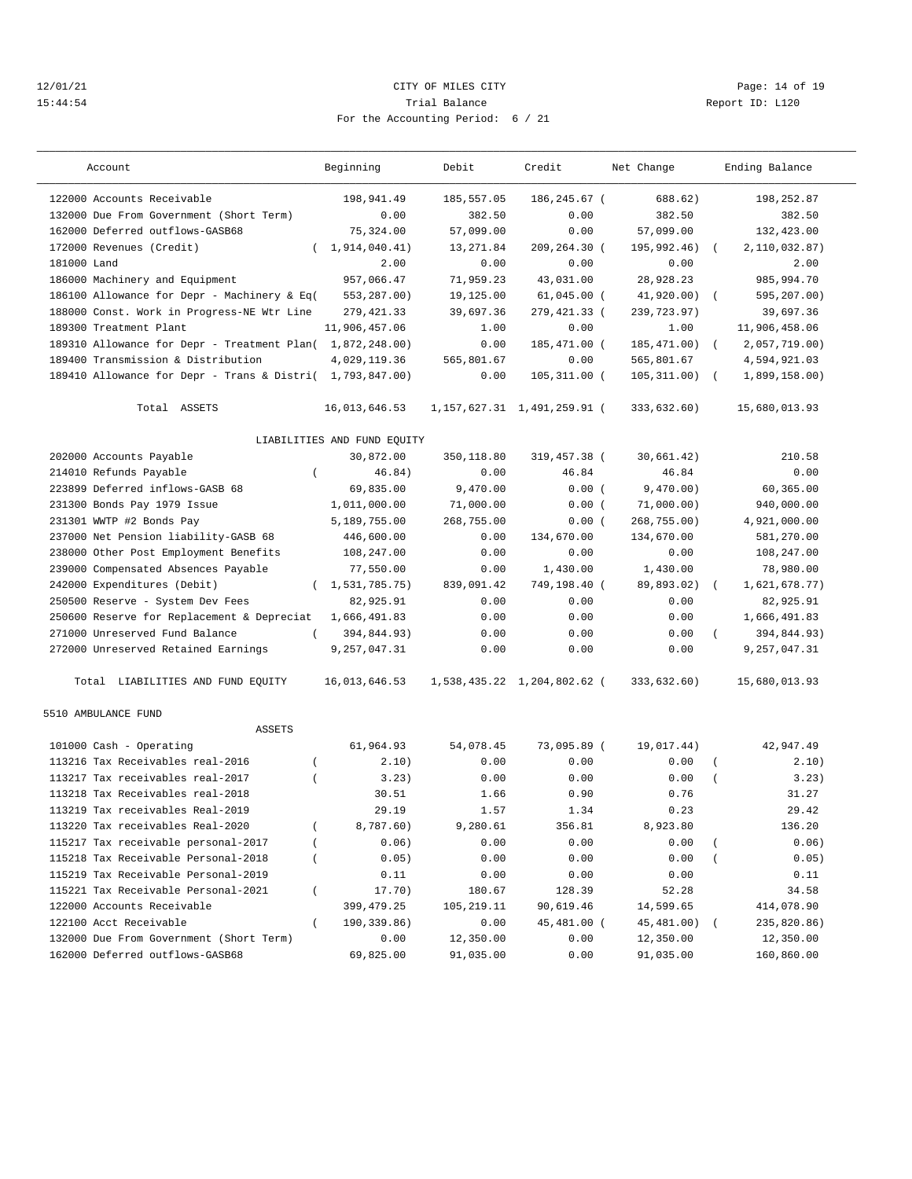12/01/21 CITY OF MILES CITY
15:44:54 Trial Balance Report ID: L120
For the Accounting Period: 6 / 21

| Account | Beginning | Debit | Credit | Net Change | Ending Balance |
|---|---|---|---|---|---|
| 122000 Accounts Receivable | 198,941.49 | 185,557.05 | 186,245.67 | ( 688.62) | 198,252.87 |
| 132000 Due From Government (Short Term) | 0.00 | 382.50 | 0.00 | 382.50 | 382.50 |
| 162000 Deferred outflows-GASB68 | 75,324.00 | 57,099.00 | 0.00 | 57,099.00 | 132,423.00 |
| 172000 Revenues (Credit) | ( 1,914,040.41) | 13,271.84 | 209,264.30 | ( 195,992.46) | ( 2,110,032.87) |
| 181000 Land | 2.00 | 0.00 | 0.00 | 0.00 | 2.00 |
| 186000 Machinery and Equipment | 957,066.47 | 71,959.23 | 43,031.00 | 28,928.23 | 985,994.70 |
| 186100 Allowance for Depr - Machinery & Eq( | 553,287.00) | 19,125.00 | 61,045.00 | ( 41,920.00) | ( 595,207.00) |
| 188000 Const. Work in Progress-NE Wtr Line | 279,421.33 | 39,697.36 | 279,421.33 | ( 239,723.97) | 39,697.36 |
| 189300 Treatment Plant | 11,906,457.06 | 1.00 | 0.00 | 1.00 | 11,906,458.06 |
| 189310 Allowance for Depr - Treatment Plan( | 1,872,248.00) | 0.00 | 185,471.00 | ( 185,471.00) | ( 2,057,719.00) |
| 189400 Transmission & Distribution | 4,029,119.36 | 565,801.67 | 0.00 | 565,801.67 | 4,594,921.03 |
| 189410 Allowance for Depr - Trans & Distri( | 1,793,847.00) | 0.00 | 105,311.00 | ( 105,311.00) | ( 1,899,158.00) |
| Total ASSETS | 16,013,646.53 | 1,157,627.31 | 1,491,259.91 | ( 333,632.60) | 15,680,013.93 |
| LIABILITIES AND FUND EQUITY | | | | | |
| 202000 Accounts Payable | 30,872.00 | 350,118.80 | 319,457.38 | ( 30,661.42) | 210.58 |
| 214010 Refunds Payable | ( 46.84) | 0.00 | 46.84 | 46.84 | 0.00 |
| 223899 Deferred inflows-GASB 68 | 69,835.00 | 9,470.00 | 0.00 | ( 9,470.00) | 60,365.00 |
| 231300 Bonds Pay 1979 Issue | 1,011,000.00 | 71,000.00 | 0.00 | ( 71,000.00) | 940,000.00 |
| 231301 WWTP #2 Bonds Pay | 5,189,755.00 | 268,755.00 | 0.00 | ( 268,755.00) | 4,921,000.00 |
| 237000 Net Pension liability-GASB 68 | 446,600.00 | 0.00 | 134,670.00 | 134,670.00 | 581,270.00 |
| 238000 Other Post Employment Benefits | 108,247.00 | 0.00 | 0.00 | 0.00 | 108,247.00 |
| 239000 Compensated Absences Payable | 77,550.00 | 0.00 | 1,430.00 | 1,430.00 | 78,980.00 |
| 242000 Expenditures (Debit) | ( 1,531,785.75) | 839,091.42 | 749,198.40 | ( 89,893.02) | ( 1,621,678.77) |
| 250500 Reserve - System Dev Fees | 82,925.91 | 0.00 | 0.00 | 0.00 | 82,925.91 |
| 250600 Reserve for Replacement & Depreciat | 1,666,491.83 | 0.00 | 0.00 | 0.00 | 1,666,491.83 |
| 271000 Unreserved Fund Balance | ( 394,844.93) | 0.00 | 0.00 | 0.00 | ( 394,844.93) |
| 272000 Unreserved Retained Earnings | 9,257,047.31 | 0.00 | 0.00 | 0.00 | 9,257,047.31 |
| Total LIABILITIES AND FUND EQUITY | 16,013,646.53 | 1,538,435.22 | 1,204,802.62 | ( 333,632.60) | 15,680,013.93 |
| 5510 AMBULANCE FUND | | | | | |
| ASSETS | | | | | |
| 101000 Cash - Operating | 61,964.93 | 54,078.45 | 73,095.89 | ( 19,017.44) | 42,947.49 |
| 113216 Tax Receivables real-2016 | ( 2.10) | 0.00 | 0.00 | 0.00 | ( 2.10) |
| 113217 Tax receivables real-2017 | ( 3.23) | 0.00 | 0.00 | 0.00 | ( 3.23) |
| 113218 Tax Receivables real-2018 | 30.51 | 1.66 | 0.90 | 0.76 | 31.27 |
| 113219 Tax receivables Real-2019 | 29.19 | 1.57 | 1.34 | 0.23 | 29.42 |
| 113220 Tax receivables Real-2020 | ( 8,787.60) | 9,280.61 | 356.81 | 8,923.80 | 136.20 |
| 115217 Tax receivable personal-2017 | ( 0.06) | 0.00 | 0.00 | 0.00 | ( 0.06) |
| 115218 Tax Receivable Personal-2018 | ( 0.05) | 0.00 | 0.00 | 0.00 | ( 0.05) |
| 115219 Tax Receivable Personal-2019 | 0.11 | 0.00 | 0.00 | 0.00 | 0.11 |
| 115221 Tax Receivable Personal-2021 | ( 17.70) | 180.67 | 128.39 | 52.28 | 34.58 |
| 122000 Accounts Receivable | 399,479.25 | 105,219.11 | 90,619.46 | 14,599.65 | 414,078.90 |
| 122100 Acct Receivable | ( 190,339.86) | 0.00 | 45,481.00 | ( 45,481.00) | ( 235,820.86) |
| 132000 Due From Government (Short Term) | 0.00 | 12,350.00 | 0.00 | 12,350.00 | 12,350.00 |
| 162000 Deferred outflows-GASB68 | 69,825.00 | 91,035.00 | 0.00 | 91,035.00 | 160,860.00 |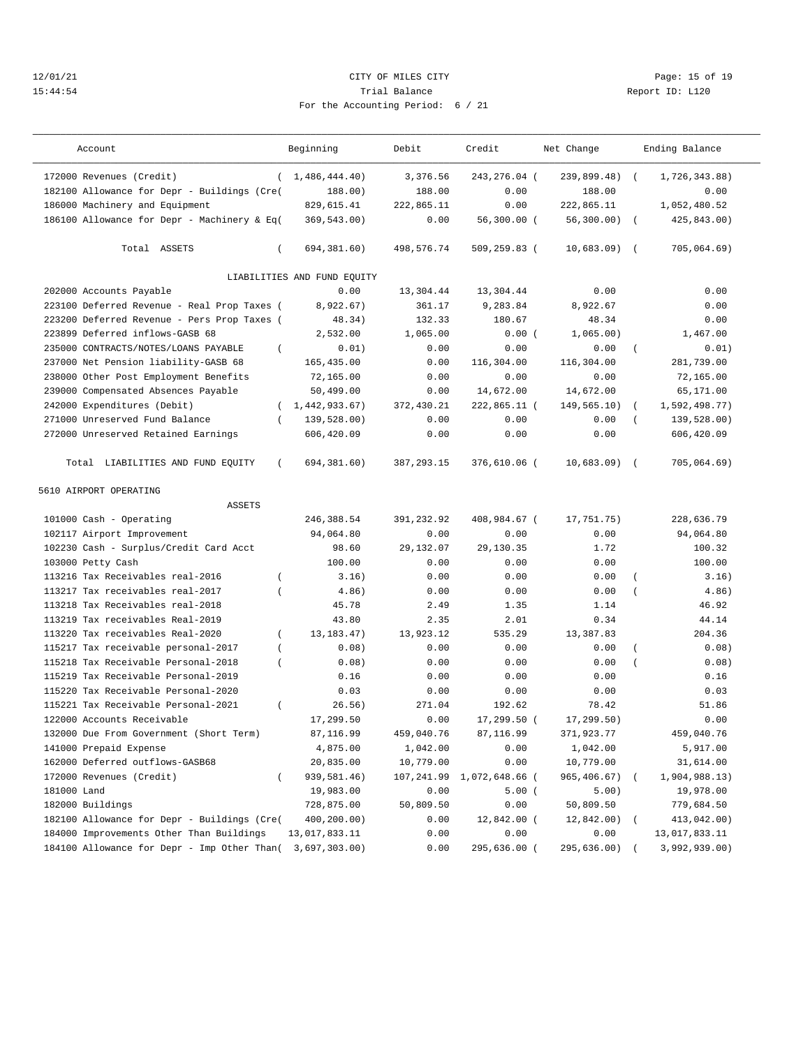12/01/21 CITY OF MILES CITY
15:44:54 Trial Balance Report ID: L120
For the Accounting Period: 6 / 21

| Account | Beginning | Debit | Credit | Net Change | Ending Balance |
|---|---|---|---|---|---|
| 172000 Revenues (Credit) | ( 1,486,444.40) | 3,376.56 | 243,276.04 ( | 239,899.48) ( | 1,726,343.88) |
| 182100 Allowance for Depr - Buildings (Cre( | 188.00) | 188.00 | 0.00 | 188.00 | 0.00 |
| 186000 Machinery and Equipment | 829,615.41 | 222,865.11 | 0.00 | 222,865.11 | 1,052,480.52 |
| 186100 Allowance for Depr - Machinery & Eq( | 369,543.00) | 0.00 | 56,300.00 ( | 56,300.00) ( | 425,843.00) |
| Total ASSETS | ( 694,381.60) | 498,576.74 | 509,259.83 ( | 10,683.09) ( | 705,064.69) |
| LIABILITIES AND FUND EQUITY | | | | | |
| 202000 Accounts Payable | 0.00 | 13,304.44 | 13,304.44 | 0.00 | 0.00 |
| 223100 Deferred Revenue - Real Prop Taxes ( | 8,922.67) | 361.17 | 9,283.84 | 8,922.67 | 0.00 |
| 223200 Deferred Revenue - Pers Prop Taxes ( | 48.34) | 132.33 | 180.67 | 48.34 | 0.00 |
| 223899 Deferred inflows-GASB 68 | 2,532.00 | 1,065.00 | 0.00 ( | 1,065.00) | 1,467.00 |
| 235000 CONTRACTS/NOTES/LOANS PAYABLE | ( 0.01) | 0.00 | 0.00 | 0.00 ( | 0.01) |
| 237000 Net Pension liability-GASB 68 | 165,435.00 | 0.00 | 116,304.00 | 116,304.00 | 281,739.00 |
| 238000 Other Post Employment Benefits | 72,165.00 | 0.00 | 0.00 | 0.00 | 72,165.00 |
| 239000 Compensated Absences Payable | 50,499.00 | 0.00 | 14,672.00 | 14,672.00 | 65,171.00 |
| 242000 Expenditures (Debit) | ( 1,442,933.67) | 372,430.21 | 222,865.11 ( | 149,565.10) ( | 1,592,498.77) |
| 271000 Unreserved Fund Balance | ( 139,528.00) | 0.00 | 0.00 | 0.00 ( | 139,528.00) |
| 272000 Unreserved Retained Earnings | 606,420.09 | 0.00 | 0.00 | 0.00 | 606,420.09 |
| Total LIABILITIES AND FUND EQUITY | ( 694,381.60) | 387,293.15 | 376,610.06 ( | 10,683.09) ( | 705,064.69) |
| 5610 AIRPORT OPERATING | | | | | |
| ASSETS | | | | | |
| 101000 Cash - Operating | 246,388.54 | 391,232.92 | 408,984.67 ( | 17,751.75) | 228,636.79 |
| 102117 Airport Improvement | 94,064.80 | 0.00 | 0.00 | 0.00 | 94,064.80 |
| 102230 Cash - Surplus/Credit Card Acct | 98.60 | 29,132.07 | 29,130.35 | 1.72 | 100.32 |
| 103000 Petty Cash | 100.00 | 0.00 | 0.00 | 0.00 | 100.00 |
| 113216 Tax Receivables real-2016 | ( 3.16) | 0.00 | 0.00 | 0.00 ( | 3.16) |
| 113217 Tax receivables real-2017 | ( 4.86) | 0.00 | 0.00 | 0.00 ( | 4.86) |
| 113218 Tax Receivables real-2018 | 45.78 | 2.49 | 1.35 | 1.14 | 46.92 |
| 113219 Tax receivables Real-2019 | 43.80 | 2.35 | 2.01 | 0.34 | 44.14 |
| 113220 Tax receivables Real-2020 | ( 13,183.47) | 13,923.12 | 535.29 | 13,387.83 | 204.36 |
| 115217 Tax receivable personal-2017 | ( 0.08) | 0.00 | 0.00 | 0.00 ( | 0.08) |
| 115218 Tax Receivable Personal-2018 | ( 0.08) | 0.00 | 0.00 | 0.00 ( | 0.08) |
| 115219 Tax Receivable Personal-2019 | 0.16 | 0.00 | 0.00 | 0.00 | 0.16 |
| 115220 Tax Receivable Personal-2020 | 0.03 | 0.00 | 0.00 | 0.00 | 0.03 |
| 115221 Tax Receivable Personal-2021 | ( 26.56) | 271.04 | 192.62 | 78.42 | 51.86 |
| 122000 Accounts Receivable | 17,299.50 | 0.00 | 17,299.50 ( | 17,299.50) | 0.00 |
| 132000 Due From Government (Short Term) | 87,116.99 | 459,040.76 | 87,116.99 | 371,923.77 | 459,040.76 |
| 141000 Prepaid Expense | 4,875.00 | 1,042.00 | 0.00 | 1,042.00 | 5,917.00 |
| 162000 Deferred outflows-GASB68 | 20,835.00 | 10,779.00 | 0.00 | 10,779.00 | 31,614.00 |
| 172000 Revenues (Credit) | ( 939,581.46) | 107,241.99 | 1,072,648.66 ( | 965,406.67) ( | 1,904,988.13) |
| 181000 Land | 19,983.00 | 0.00 | 5.00 ( | 5.00) | 19,978.00 |
| 182000 Buildings | 728,875.00 | 50,809.50 | 0.00 | 50,809.50 | 779,684.50 |
| 182100 Allowance for Depr - Buildings (Cre( | 400,200.00) | 0.00 | 12,842.00 ( | 12,842.00) ( | 413,042.00) |
| 184000 Improvements Other Than Buildings | 13,017,833.11 | 0.00 | 0.00 | 0.00 | 13,017,833.11 |
| 184100 Allowance for Depr - Imp Other Than( | 3,697,303.00) | 0.00 | 295,636.00 ( | 295,636.00) ( | 3,992,939.00) |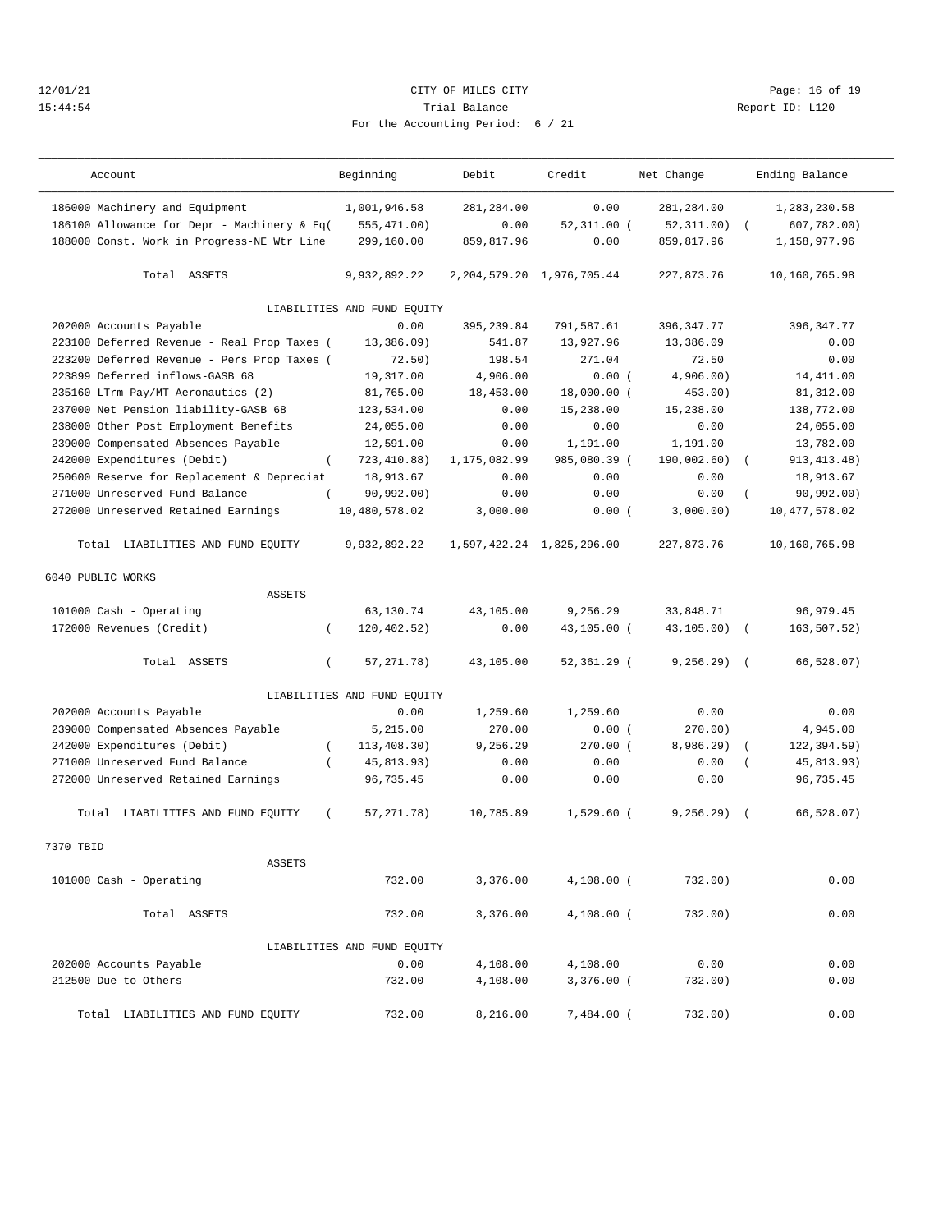CITY OF MILES CITY
Trial Balance
For the Accounting Period: 6 / 21

12/01/21
15:44:54

Report ID: L120

| Account | Beginning | Debit | Credit | Net Change | Ending Balance |
|---|---|---|---|---|---|
| 186000 Machinery and Equipment | 1,001,946.58 | 281,284.00 | 0.00 | 281,284.00 | 1,283,230.58 |
| 186100 Allowance for Depr - Machinery & Eq( | 555,471.00) | 0.00 | 52,311.00 ( | 52,311.00) ( | 607,782.00) |
| 188000 Const. Work in Progress-NE Wtr Line | 299,160.00 | 859,817.96 | 0.00 | 859,817.96 | 1,158,977.96 |
| Total ASSETS | 9,932,892.22 | 2,204,579.20 | 1,976,705.44 | 227,873.76 | 10,160,765.98 |
| LIABILITIES AND FUND EQUITY | | | | | |
| 202000 Accounts Payable | 0.00 | 395,239.84 | 791,587.61 | 396,347.77 | 396,347.77 |
| 223100 Deferred Revenue - Real Prop Taxes ( | 13,386.09) | 541.87 | 13,927.96 | 13,386.09 | 0.00 |
| 223200 Deferred Revenue - Pers Prop Taxes ( | 72.50) | 198.54 | 271.04 | 72.50 | 0.00 |
| 223899 Deferred inflows-GASB 68 | 19,317.00 | 4,906.00 | 0.00 ( | 4,906.00) | 14,411.00 |
| 235160 LTrm Pay/MT Aeronautics (2) | 81,765.00 | 18,453.00 | 18,000.00 ( | 453.00) | 81,312.00 |
| 237000 Net Pension liability-GASB 68 | 123,534.00 | 0.00 | 15,238.00 | 15,238.00 | 138,772.00 |
| 238000 Other Post Employment Benefits | 24,055.00 | 0.00 | 0.00 | 0.00 | 24,055.00 |
| 239000 Compensated Absences Payable | 12,591.00 | 0.00 | 1,191.00 | 1,191.00 | 13,782.00 |
| 242000 Expenditures (Debit) | ( 723,410.88) | 1,175,082.99 | 985,080.39 ( | 190,002.60) ( | 913,413.48) |
| 250600 Reserve for Replacement & Depreciat | 18,913.67 | 0.00 | 0.00 | 0.00 | 18,913.67 |
| 271000 Unreserved Fund Balance | ( 90,992.00) | 0.00 | 0.00 | 0.00 ( | 90,992.00) |
| 272000 Unreserved Retained Earnings | 10,480,578.02 | 3,000.00 | 0.00 ( | 3,000.00) | 10,477,578.02 |
| Total LIABILITIES AND FUND EQUITY | 9,932,892.22 | 1,597,422.24 | 1,825,296.00 | 227,873.76 | 10,160,765.98 |
| **6040 PUBLIC WORKS** | | | | | |
| ASSETS | | | | | |
| 101000 Cash - Operating | 63,130.74 | 43,105.00 | 9,256.29 | 33,848.71 | 96,979.45 |
| 172000 Revenues (Credit) | ( 120,402.52) | 0.00 | 43,105.00 ( | 43,105.00) ( | 163,507.52) |
| Total ASSETS | ( 57,271.78) | 43,105.00 | 52,361.29 ( | 9,256.29) ( | 66,528.07) |
| LIABILITIES AND FUND EQUITY | | | | | |
| 202000 Accounts Payable | 0.00 | 1,259.60 | 1,259.60 | 0.00 | 0.00 |
| 239000 Compensated Absences Payable | 5,215.00 | 270.00 | 0.00 ( | 270.00) | 4,945.00 |
| 242000 Expenditures (Debit) | ( 113,408.30) | 9,256.29 | 270.00 ( | 8,986.29) ( | 122,394.59) |
| 271000 Unreserved Fund Balance | ( 45,813.93) | 0.00 | 0.00 | 0.00 ( | 45,813.93) |
| 272000 Unreserved Retained Earnings | 96,735.45 | 0.00 | 0.00 | 0.00 | 96,735.45 |
| Total LIABILITIES AND FUND EQUITY | ( 57,271.78) | 10,785.89 | 1,529.60 ( | 9,256.29) ( | 66,528.07) |
| **7370 TBID** | | | | | |
| ASSETS | | | | | |
| 101000 Cash - Operating | 732.00 | 3,376.00 | 4,108.00 ( | 732.00) | 0.00 |
| Total ASSETS | 732.00 | 3,376.00 | 4,108.00 ( | 732.00) | 0.00 |
| LIABILITIES AND FUND EQUITY | | | | | |
| 202000 Accounts Payable | 0.00 | 4,108.00 | 4,108.00 | 0.00 | 0.00 |
| 212500 Due to Others | 732.00 | 4,108.00 | 3,376.00 ( | 732.00) | 0.00 |
| Total LIABILITIES AND FUND EQUITY | 732.00 | 8,216.00 | 7,484.00 ( | 732.00) | 0.00 |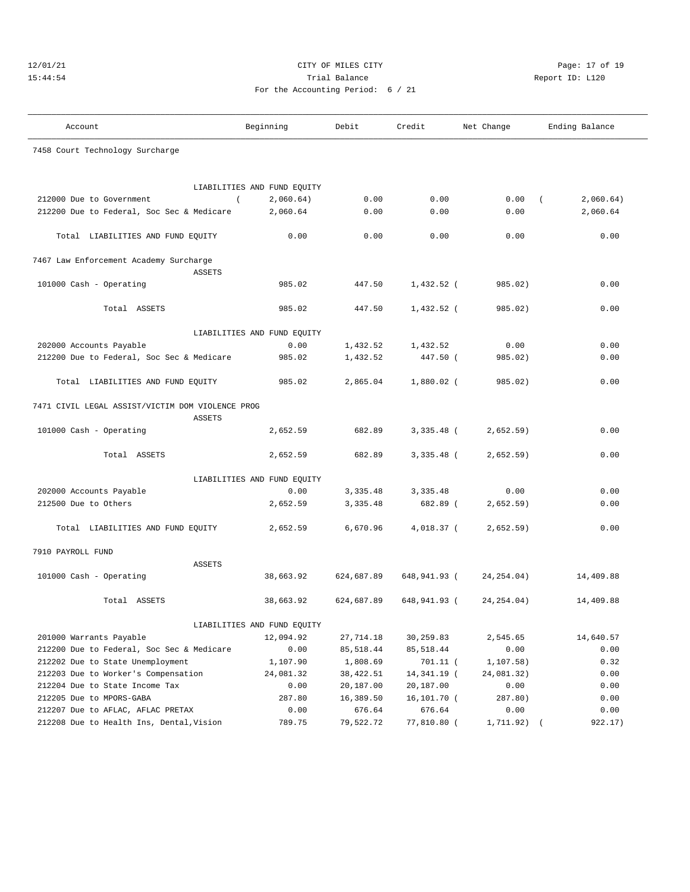CITY OF MILES CITY

Trial Balance

For the Accounting Period: 6 / 21

| Account | Beginning | Debit | Credit | Net Change | Ending Balance |
|---|---|---|---|---|---|
| **7458 Court Technology Surcharge** | | | | | |
| LIABILITIES AND FUND EQUITY | | | | | |
| 212000 Due to Government | (2,060.64) | 0.00 | 0.00 | 0.00 | (2,060.64) |
| 212200 Due to Federal, Soc Sec & Medicare | 2,060.64 | 0.00 | 0.00 | 0.00 | 2,060.64 |
| Total LIABILITIES AND FUND EQUITY | 0.00 | 0.00 | 0.00 | 0.00 | 0.00 |
| **7467 Law Enforcement Academy Surcharge** | | | | | |
| ASSETS | | | | | |
| 101000 Cash - Operating | 985.02 | 447.50 | 1,432.52 | (985.02) | 0.00 |
| Total ASSETS | 985.02 | 447.50 | 1,432.52 | (985.02) | 0.00 |
| LIABILITIES AND FUND EQUITY | | | | | |
| 202000 Accounts Payable | 0.00 | 1,432.52 | 1,432.52 | 0.00 | 0.00 |
| 212200 Due to Federal, Soc Sec & Medicare | 985.02 | 1,432.52 | 447.50 | (985.02) | 0.00 |
| Total LIABILITIES AND FUND EQUITY | 985.02 | 2,865.04 | 1,880.02 | (985.02) | 0.00 |
| **7471 CIVIL LEGAL ASSIST/VICTIM DOM VIOLENCE PROG** | | | | | |
| ASSETS | | | | | |
| 101000 Cash - Operating | 2,652.59 | 682.89 | 3,335.48 | (2,652.59) | 0.00 |
| Total ASSETS | 2,652.59 | 682.89 | 3,335.48 | (2,652.59) | 0.00 |
| LIABILITIES AND FUND EQUITY | | | | | |
| 202000 Accounts Payable | 0.00 | 3,335.48 | 3,335.48 | 0.00 | 0.00 |
| 212500 Due to Others | 2,652.59 | 3,335.48 | 682.89 | (2,652.59) | 0.00 |
| Total LIABILITIES AND FUND EQUITY | 2,652.59 | 6,670.96 | 4,018.37 | (2,652.59) | 0.00 |
| **7910 PAYROLL FUND** | | | | | |
| ASSETS | | | | | |
| 101000 Cash - Operating | 38,663.92 | 624,687.89 | 648,941.93 | (24,254.04) | 14,409.88 |
| Total ASSETS | 38,663.92 | 624,687.89 | 648,941.93 | (24,254.04) | 14,409.88 |
| LIABILITIES AND FUND EQUITY | | | | | |
| 201000 Warrants Payable | 12,094.92 | 27,714.18 | 30,259.83 | 2,545.65 | 14,640.57 |
| 212200 Due to Federal, Soc Sec & Medicare | 0.00 | 85,518.44 | 85,518.44 | 0.00 | 0.00 |
| 212202 Due to State Unemployment | 1,107.90 | 1,808.69 | 701.11 | (1,107.58) | 0.32 |
| 212203 Due to Worker's Compensation | 24,081.32 | 38,422.51 | 14,341.19 | (24,081.32) | 0.00 |
| 212204 Due to State Income Tax | 0.00 | 20,187.00 | 20,187.00 | 0.00 | 0.00 |
| 212205 Due to MPORS-GABA | 287.80 | 16,389.50 | 16,101.70 | (287.80) | 0.00 |
| 212207 Due to AFLAC, AFLAC PRETAX | 0.00 | 676.64 | 676.64 | 0.00 | 0.00 |
| 212208 Due to Health Ins, Dental,Vision | 789.75 | 79,522.72 | 77,810.80 | (1,711.92) | (922.17) |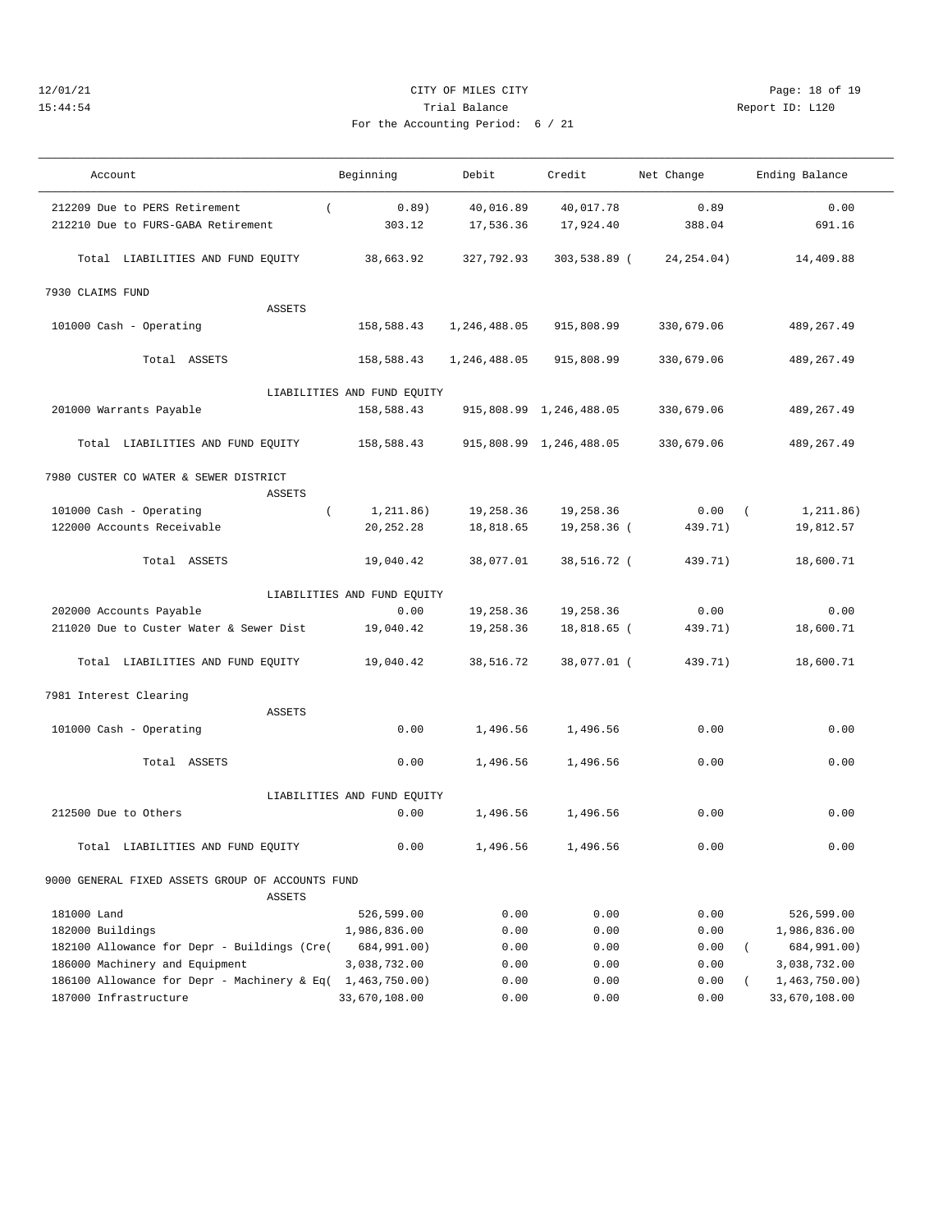CITY OF MILES CITY
Trial Balance
For the Accounting Period: 6 / 21

12/01/21
15:44:54

Report ID: L120

| Account | Beginning | Debit | Credit | Net Change | Ending Balance |
|---|---|---|---|---|---|
| 212209 Due to PERS Retirement | ( 0.89) | 40,016.89 | 40,017.78 | 0.89 | 0.00 |
| 212210 Due to FURS-GABA Retirement | 303.12 | 17,536.36 | 17,924.40 | 388.04 | 691.16 |
| Total LIABILITIES AND FUND EQUITY | 38,663.92 | 327,792.93 | 303,538.89 | ( 24,254.04) | 14,409.88 |
| **7930 CLAIMS FUND** | | | | | |
| ASSETS | | | | | |
| 101000 Cash - Operating | 158,588.43 | 1,246,488.05 | 915,808.99 | 330,679.06 | 489,267.49 |
| Total ASSETS | 158,588.43 | 1,246,488.05 | 915,808.99 | 330,679.06 | 489,267.49 |
| LIABILITIES AND FUND EQUITY | | | | | |
| 201000 Warrants Payable | 158,588.43 | 915,808.99 | 1,246,488.05 | 330,679.06 | 489,267.49 |
| Total LIABILITIES AND FUND EQUITY | 158,588.43 | 915,808.99 | 1,246,488.05 | 330,679.06 | 489,267.49 |
| **7980 CUSTER CO WATER & SEWER DISTRICT** | | | | | |
| ASSETS | | | | | |
| 101000 Cash - Operating | ( 1,211.86) | 19,258.36 | 19,258.36 | 0.00 | ( 1,211.86) |
| 122000 Accounts Receivable | 20,252.28 | 18,818.65 | 19,258.36 | ( 439.71) | 19,812.57 |
| Total ASSETS | 19,040.42 | 38,077.01 | 38,516.72 | ( 439.71) | 18,600.71 |
| LIABILITIES AND FUND EQUITY | | | | | |
| 202000 Accounts Payable | 0.00 | 19,258.36 | 19,258.36 | 0.00 | 0.00 |
| 211020 Due to Custer Water & Sewer Dist | 19,040.42 | 19,258.36 | 18,818.65 | ( 439.71) | 18,600.71 |
| Total LIABILITIES AND FUND EQUITY | 19,040.42 | 38,516.72 | 38,077.01 | ( 439.71) | 18,600.71 |
| **7981 Interest Clearing** | | | | | |
| ASSETS | | | | | |
| 101000 Cash - Operating | 0.00 | 1,496.56 | 1,496.56 | 0.00 | 0.00 |
| Total ASSETS | 0.00 | 1,496.56 | 1,496.56 | 0.00 | 0.00 |
| LIABILITIES AND FUND EQUITY | | | | | |
| 212500 Due to Others | 0.00 | 1,496.56 | 1,496.56 | 0.00 | 0.00 |
| Total LIABILITIES AND FUND EQUITY | 0.00 | 1,496.56 | 1,496.56 | 0.00 | 0.00 |
| **9000 GENERAL FIXED ASSETS GROUP OF ACCOUNTS FUND** | | | | | |
| ASSETS | | | | | |
| 181000 Land | 526,599.00 | 0.00 | 0.00 | 0.00 | 526,599.00 |
| 182000 Buildings | 1,986,836.00 | 0.00 | 0.00 | 0.00 | 1,986,836.00 |
| 182100 Allowance for Depr - Buildings (Cre( | 684,991.00) | 0.00 | 0.00 | 0.00 | ( 684,991.00) |
| 186000 Machinery and Equipment | 3,038,732.00 | 0.00 | 0.00 | 0.00 | 3,038,732.00 |
| 186100 Allowance for Depr - Machinery & Eq( | 1,463,750.00) | 0.00 | 0.00 | 0.00 | ( 1,463,750.00) |
| 187000 Infrastructure | 33,670,108.00 | 0.00 | 0.00 | 0.00 | 33,670,108.00 |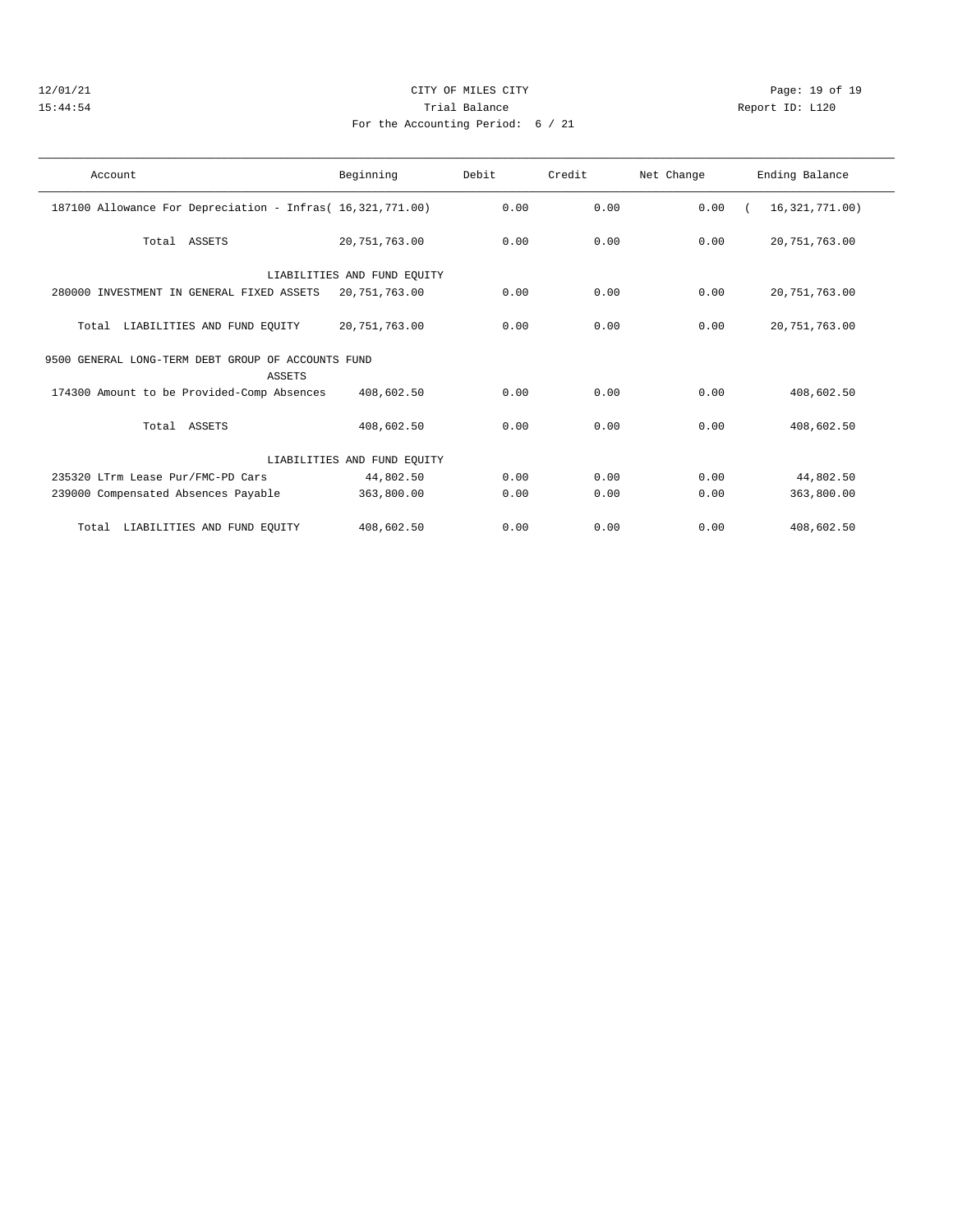CITY OF MILES CITY
Trial Balance
For the Accounting Period: 6 / 21

12/01/21
15:44:54

Report ID: L120

| Account | Beginning | Debit | Credit | Net Change | Ending Balance |
|---|---|---|---|---|---|
| 187100 Allowance For Depreciation - Infras | ( 16,321,771.00) | 0.00 | 0.00 | 0.00 | ( 16,321,771.00) |
| Total ASSETS | 20,751,763.00 | 0.00 | 0.00 | 0.00 | 20,751,763.00 |
| LIABILITIES AND FUND EQUITY | | | | | |
| 280000 INVESTMENT IN GENERAL FIXED ASSETS | 20,751,763.00 | 0.00 | 0.00 | 0.00 | 20,751,763.00 |
| Total LIABILITIES AND FUND EQUITY | 20,751,763.00 | 0.00 | 0.00 | 0.00 | 20,751,763.00 |
| 9500 GENERAL LONG-TERM DEBT GROUP OF ACCOUNTS FUND | | | | | |
| ASSETS | | | | | |
| 174300 Amount to be Provided-Comp Absences | 408,602.50 | 0.00 | 0.00 | 0.00 | 408,602.50 |
| Total ASSETS | 408,602.50 | 0.00 | 0.00 | 0.00 | 408,602.50 |
| LIABILITIES AND FUND EQUITY | | | | | |
| 235320 LTrm Lease Pur/FMC-PD Cars | 44,802.50 | 0.00 | 0.00 | 0.00 | 44,802.50 |
| 239000 Compensated Absences Payable | 363,800.00 | 0.00 | 0.00 | 0.00 | 363,800.00 |
| Total LIABILITIES AND FUND EQUITY | 408,602.50 | 0.00 | 0.00 | 0.00 | 408,602.50 |